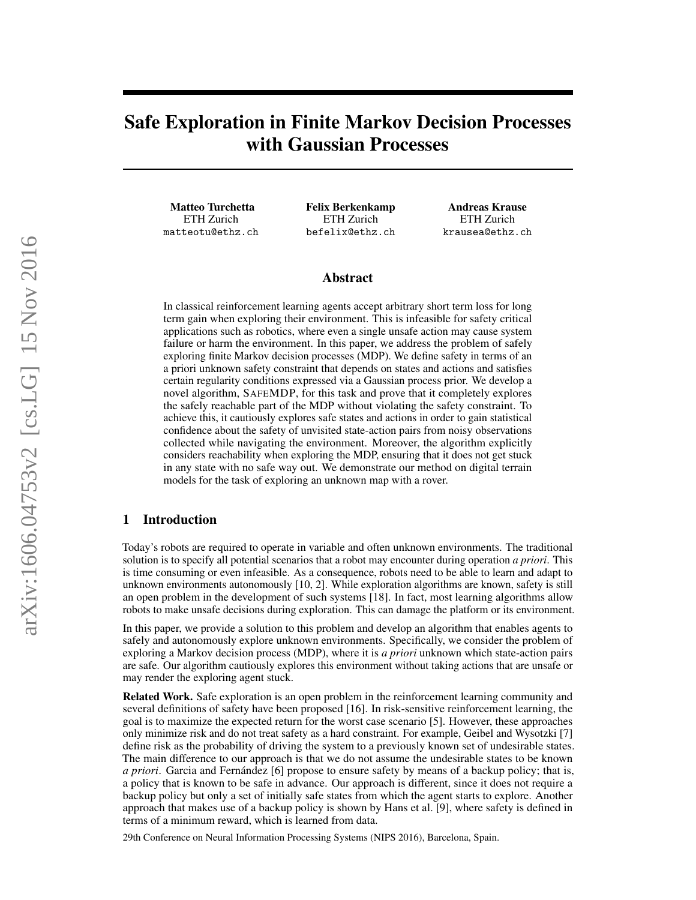# Safe Exploration in Finite Markov Decision Processes with Gaussian Processes

**Matteo Turchetta**
ETH Zurich
matteotu@ethz.ch

**Felix Berkenkamp**
ETH Zurich
befelix@ethz.ch

**Andreas Krause**
ETH Zurich
krausea@ethz.ch

## Abstract

In classical reinforcement learning agents accept arbitrary short term loss for long term gain when exploring their environment. This is infeasible for safety critical applications such as robotics, where even a single unsafe action may cause system failure or harm the environment. In this paper, we address the problem of safely exploring finite Markov decision processes (MDP). We define safety in terms of an a priori unknown safety constraint that depends on states and actions and satisfies certain regularity conditions expressed via a Gaussian process prior. We develop a novel algorithm, SAFEMDP, for this task and prove that it completely explores the safely reachable part of the MDP without violating the safety constraint. To achieve this, it cautiously explores safe states and actions in order to gain statistical confidence about the safety of unvisited state-action pairs from noisy observations collected while navigating the environment. Moreover, the algorithm explicitly considers reachability when exploring the MDP, ensuring that it does not get stuck in any state with no safe way out. We demonstrate our method on digital terrain models for the task of exploring an unknown map with a rover.

## 1 Introduction

Today's robots are required to operate in variable and often unknown environments. The traditional solution is to specify all potential scenarios that a robot may encounter during operation *a priori*. This is time consuming or even infeasible. As a consequence, robots need to be able to learn and adapt to unknown environments autonomously [10, 2]. While exploration algorithms are known, safety is still an open problem in the development of such systems [18]. In fact, most learning algorithms allow robots to make unsafe decisions during exploration. This can damage the platform or its environment.

In this paper, we provide a solution to this problem and develop an algorithm that enables agents to safely and autonomously explore unknown environments. Specifically, we consider the problem of exploring a Markov decision process (MDP), where it is *a priori* unknown which state-action pairs are safe. Our algorithm cautiously explores this environment without taking actions that are unsafe or may render the exploring agent stuck.

**Related Work.** Safe exploration is an open problem in the reinforcement learning community and several definitions of safety have been proposed [16]. In risk-sensitive reinforcement learning, the goal is to maximize the expected return for the worst case scenario [5]. However, these approaches only minimize risk and do not treat safety as a hard constraint. For example, Geibel and Wysotzki [7] define risk as the probability of driving the system to a previously known set of undesirable states. The main difference to our approach is that we do not assume the undesirable states to be known *a priori*. Garcia and Fernández [6] propose to ensure safety by means of a backup policy; that is, a policy that is known to be safe in advance. Our approach is different, since it does not require a backup policy but only a set of initially safe states from which the agent starts to explore. Another approach that makes use of a backup policy is shown by Hans et al. [9], where safety is defined in terms of a minimum reward, which is learned from data.

29th Conference on Neural Information Processing Systems (NIPS 2016), Barcelona, Spain.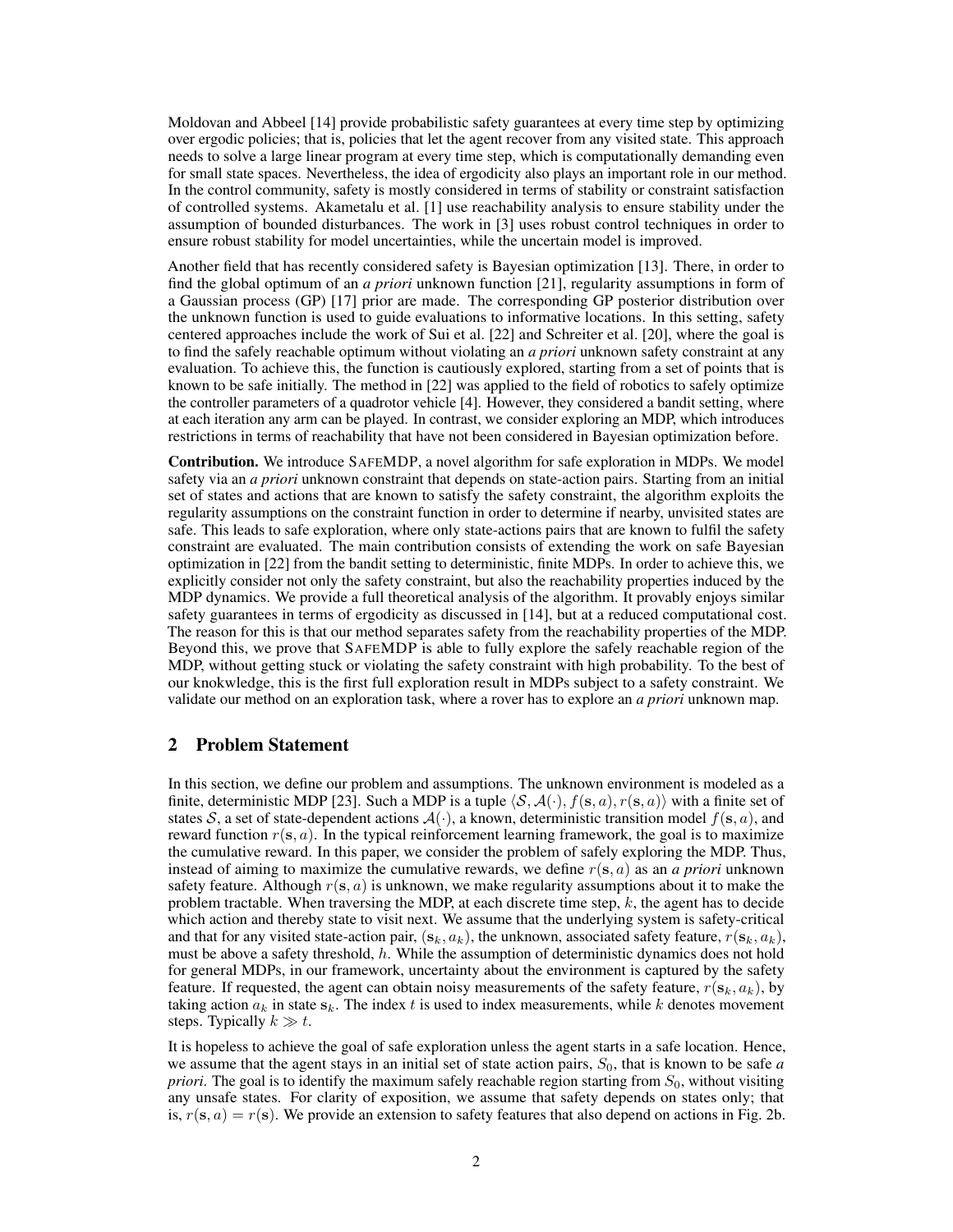Moldovan and Abbeel [14] provide probabilistic safety guarantees at every time step by optimizing over ergodic policies; that is, policies that let the agent recover from any visited state. This approach needs to solve a large linear program at every time step, which is computationally demanding even for small state spaces. Nevertheless, the idea of ergodicity also plays an important role in our method. In the control community, safety is mostly considered in terms of stability or constraint satisfaction of controlled systems. Akametalu et al. [1] use reachability analysis to ensure stability under the assumption of bounded disturbances. The work in [3] uses robust control techniques in order to ensure robust stability for model uncertainties, while the uncertain model is improved.

Another field that has recently considered safety is Bayesian optimization [13]. There, in order to find the global optimum of an *a priori* unknown function [21], regularity assumptions in form of a Gaussian process (GP) [17] prior are made. The corresponding GP posterior distribution over the unknown function is used to guide evaluations to informative locations. In this setting, safety centered approaches include the work of Sui et al. [22] and Schreiter et al. [20], where the goal is to find the safely reachable optimum without violating an *a priori* unknown safety constraint at any evaluation. To achieve this, the function is cautiously explored, starting from a set of points that is known to be safe initially. The method in [22] was applied to the field of robotics to safely optimize the controller parameters of a quadrotor vehicle [4]. However, they considered a bandit setting, where at each iteration any arm can be played. In contrast, we consider exploring an MDP, which introduces restrictions in terms of reachability that have not been considered in Bayesian optimization before.

**Contribution.** We introduce SAFEMDP, a novel algorithm for safe exploration in MDPs. We model safety via an *a priori* unknown constraint that depends on state-action pairs. Starting from an initial set of states and actions that are known to satisfy the safety constraint, the algorithm exploits the regularity assumptions on the constraint function in order to determine if nearby, unvisited states are safe. This leads to safe exploration, where only state-actions pairs that are known to fulfil the safety constraint are evaluated. The main contribution consists of extending the work on safe Bayesian optimization in [22] from the bandit setting to deterministic, finite MDPs. In order to achieve this, we explicitly consider not only the safety constraint, but also the reachability properties induced by the MDP dynamics. We provide a full theoretical analysis of the algorithm. It provably enjoys similar safety guarantees in terms of ergodicity as discussed in [14], but at a reduced computational cost. The reason for this is that our method separates safety from the reachability properties of the MDP. Beyond this, we prove that SAFEMDP is able to fully explore the safely reachable region of the MDP, without getting stuck or violating the safety constraint with high probability. To the best of our knokwledge, this is the first full exploration result in MDPs subject to a safety constraint. We validate our method on an exploration task, where a rover has to explore an *a priori* unknown map.

## 2 Problem Statement

In this section, we define our problem and assumptions. The unknown environment is modeled as a finite, deterministic MDP [23]. Such a MDP is a tuple $\langle \mathcal{S}, \mathcal{A}(\cdot), f(\mathbf{s}, a), r(\mathbf{s}, a) \rangle$ with a finite set of states $\mathcal{S}$, a set of state-dependent actions $\mathcal{A}(\cdot)$, a known, deterministic transition model $f(\mathbf{s}, a)$, and reward function $r(\mathbf{s}, a)$. In the typical reinforcement learning framework, the goal is to maximize the cumulative reward. In this paper, we consider the problem of safely exploring the MDP. Thus, instead of aiming to maximize the cumulative rewards, we define $r(\mathbf{s}, a)$ as an *a priori* unknown safety feature. Although $r(\mathbf{s}, a)$ is unknown, we make regularity assumptions about it to make the problem tractable. When traversing the MDP, at each discrete time step, $k$, the agent has to decide which action and thereby state to visit next. We assume that the underlying system is safety-critical and that for any visited state-action pair, $(\mathbf{s}_k, a_k)$, the unknown, associated safety feature, $r(\mathbf{s}_k, a_k)$, must be above a safety threshold, $h$. While the assumption of deterministic dynamics does not hold for general MDPs, in our framework, uncertainty about the environment is captured by the safety feature. If requested, the agent can obtain noisy measurements of the safety feature, $r(\mathbf{s}_k, a_k)$, by taking action $a_k$ in state $\mathbf{s}_k$. The index $t$ is used to index measurements, while $k$ denotes movement steps. Typically $k \gg t$.

It is hopeless to achieve the goal of safe exploration unless the agent starts in a safe location. Hence, we assume that the agent stays in an initial set of state action pairs, $S_0$, that is known to be safe *a priori*. The goal is to identify the maximum safely reachable region starting from $S_0$, without visiting any unsafe states. For clarity of exposition, we assume that safety depends on states only; that is, $r(\mathbf{s}, a) = r(\mathbf{s})$. We provide an extension to safety features that also depend on actions in Fig. 2b.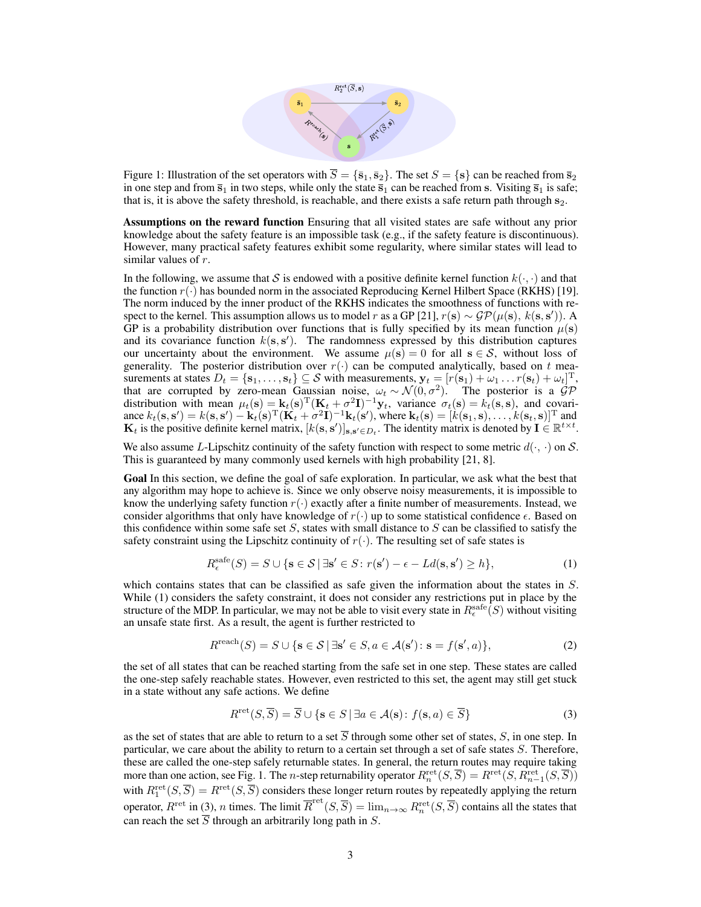Figure 1: Illustration of the set operators with $\overline{S} = \{\bar{\mathbf{s}}_1, \bar{\mathbf{s}}_2\}$. The set $S = \{\mathbf{s}\}$ can be reached from $\overline{\mathbf{s}}_2$ in one step and from $\overline{\mathbf{s}}_1$ in two steps, while only the state $\overline{\mathbf{s}}_1$ can be reached from $\mathbf{s}$. Visiting $\overline{\mathbf{s}}_1$ is safe; that is, it is above the safety threshold, is reachable, and there exists a safe return path through $\mathbf{s}_2$.

**Assumptions on the reward function** Ensuring that all visited states are safe without any prior knowledge about the safety feature is an impossible task (e.g., if the safety feature is discontinuous). However, many practical safety features exhibit some regularity, where similar states will lead to similar values of $r$.

In the following, we assume that $\mathcal{S}$ is endowed with a positive definite kernel function $k(\cdot, \cdot)$ and that the function $r(\cdot)$ has bounded norm in the associated Reproducing Kernel Hilbert Space (RKHS) [19]. The norm induced by the inner product of the RKHS indicates the smoothness of functions with respect to the kernel. This assumption allows us to model $r$ as a GP [21], $r(\mathbf{s}) \sim \mathcal{GP}(\mu(\mathbf{s}),\, k(\mathbf{s}, \mathbf{s}'))$. A GP is a probability distribution over functions that is fully specified by its mean function $\mu(\mathbf{s})$ and its covariance function $k(\mathbf{s}, \mathbf{s}')$. The randomness expressed by this distribution captures our uncertainty about the environment. We assume $\mu(\mathbf{s}) = 0$ for all $\mathbf{s} \in \mathcal{S}$, without loss of generality. The posterior distribution over $r(\cdot)$ can be computed analytically, based on $t$ measurements at states $D_t = \{\mathbf{s}_1, \dots, \mathbf{s}_t\} \subseteq \mathcal{S}$ with measurements, $\mathbf{y}_t = [r(\mathbf{s}_1) + \omega_1 \dots r(\mathbf{s}_t) + \omega_t]^{\mathrm{T}}$, that are corrupted by zero-mean Gaussian noise, $\omega_t \sim \mathcal{N}(0, \sigma^2)$. The posterior is a $\mathcal{GP}$ distribution with mean $\mu_t(\mathbf{s}) = \mathbf{k}_t(\mathbf{s})^{\mathrm{T}}(\mathbf{K}_t + \sigma^2 \mathbf{I})^{-1}\mathbf{y}_t$, variance $\sigma_t(\mathbf{s}) = k_t(\mathbf{s}, \mathbf{s})$, and covariance $k_t(\mathbf{s}, \mathbf{s}') = k(\mathbf{s}, \mathbf{s}') - \mathbf{k}_t(\mathbf{s})^{\mathrm{T}}(\mathbf{K}_t + \sigma^2\mathbf{I})^{-1}\mathbf{k}_t(\mathbf{s}')$, where $\mathbf{k}_t(\mathbf{s}) = [k(\mathbf{s}_1, \mathbf{s}), \dots, k(\mathbf{s}_t, \mathbf{s})]^{\mathrm{T}}$ and $\mathbf{K}_t$ is the positive definite kernel matrix, $[k(\mathbf{s}, \mathbf{s}')]_{\mathbf{s}, \mathbf{s}' \in D_t}$. The identity matrix is denoted by $\mathbf{I} \in \mathbb{R}^{t \times t}$.

We also assume $L$-Lipschitz continuity of the safety function with respect to some metric $d(\cdot, \cdot)$ on $\mathcal{S}$. This is guaranteed by many commonly used kernels with high probability [21, 8].

**Goal** In this section, we define the goal of safe exploration. In particular, we ask what the best that any algorithm may hope to achieve is. Since we only observe noisy measurements, it is impossible to know the underlying safety function $r(\cdot)$ exactly after a finite number of measurements. Instead, we consider algorithms that only have knowledge of $r(\cdot)$ up to some statistical confidence $\epsilon$. Based on this confidence within some safe set $S$, states with small distance to $S$ can be classified to satisfy the safety constraint using the Lipschitz continuity of $r(\cdot)$. The resulting set of safe states is

$$R_\epsilon^{\text{safe}}(S) = S \cup \{\mathbf{s} \in \mathcal{S} \,|\, \exists \mathbf{s}' \in S \colon r(\mathbf{s}') - \epsilon - Ld(\mathbf{s}, \mathbf{s}') \geq h\}, \tag{1}$$

which contains states that can be classified as safe given the information about the states in $S$. While (1) considers the safety constraint, it does not consider any restrictions put in place by the structure of the MDP. In particular, we may not be able to visit every state in $R_\epsilon^{\text{safe}}(S)$ without visiting an unsafe state first. As a result, the agent is further restricted to

$$R^{\text{reach}}(S) = S \cup \{\mathbf{s} \in \mathcal{S} \,|\, \exists \mathbf{s}' \in S, a \in \mathcal{A}(\mathbf{s}') \colon \mathbf{s} = f(\mathbf{s}', a)\}, \tag{2}$$

the set of all states that can be reached starting from the safe set in one step. These states are called the one-step safely reachable states. However, even restricted to this set, the agent may still get stuck in a state without any safe actions. We define

$$R^{\text{ret}}(S, \overline{S}) = \overline{S} \cup \{\mathbf{s} \in S \,|\, \exists a \in \mathcal{A}(\mathbf{s}) \colon f(\mathbf{s}, a) \in \overline{S}\} \tag{3}$$

as the set of states that are able to return to a set $\overline{S}$ through some other set of states, $S$, in one step. In particular, we care about the ability to return to a certain set through a set of safe states $S$. Therefore, these are called the one-step safely returnable states. In general, the return routes may require taking more than one action, see Fig. 1. The $n$-step returnability operator $R_n^{\text{ret}}(S, \overline{S}) = R^{\text{ret}}(S, R_{n-1}^{\text{ret}}(S, \overline{S}))$ with $R_1^{\text{ret}}(S, \overline{S}) = R^{\text{ret}}(S, \overline{S})$ considers these longer return routes by repeatedly applying the return operator, $R^{\text{ret}}$ in (3), $n$ times. The limit $\overline{R}^{\text{ret}}(S, \overline{S}) = \lim_{n \to \infty} R_n^{\text{ret}}(S, \overline{S})$ contains all the states that can reach the set $\overline{S}$ through an arbitrarily long path in $S$.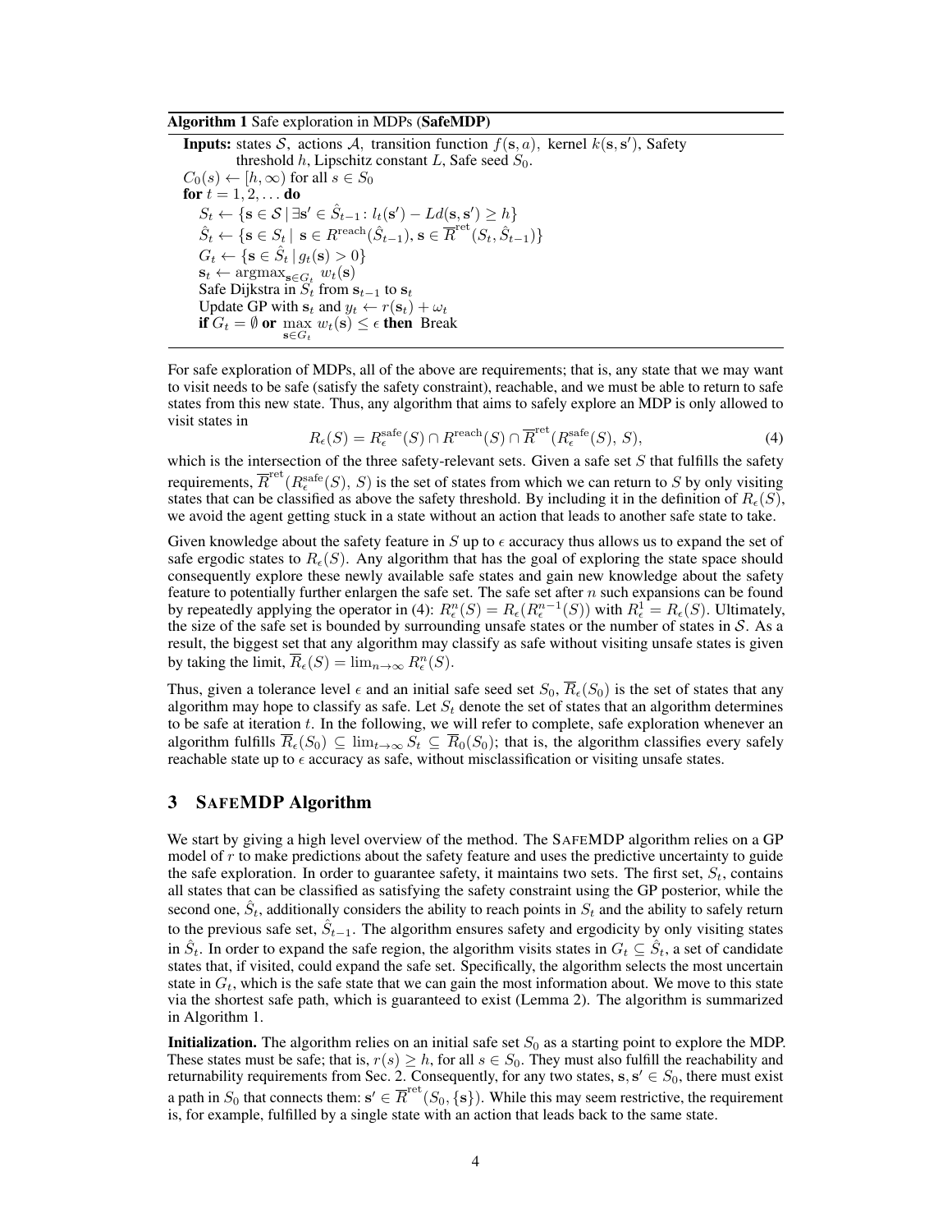**Algorithm 1** Safe exploration in MDPs (**SafeMDP**)

**Inputs:** states $\mathcal{S}$, actions $\mathcal{A}$, transition function $f(\mathbf{s}, a)$, kernel $k(\mathbf{s}, \mathbf{s}')$, Safety threshold $h$, Lipschitz constant $L$, Safe seed $S_0$.

$C_0(s) \leftarrow [h, \infty)$ for all $s \in S_0$

**for** $t = 1, 2, \dots$ **do**

  $S_t \leftarrow \{\mathbf{s} \in \mathcal{S} \,|\, \exists \mathbf{s}' \in \hat{S}_{t-1} \colon l_t(\mathbf{s}') - Ld(\mathbf{s}, \mathbf{s}') \geq h\}$

  $\hat{S}_t \leftarrow \{\mathbf{s} \in S_t \,|\; \mathbf{s} \in R^{\text{reach}}(\hat{S}_{t-1}), \mathbf{s} \in \overline{R}^{\text{ret}}(S_t, \hat{S}_{t-1})\}$

  $G_t \leftarrow \{\mathbf{s} \in \hat{S}_t \,|\, g_t(\mathbf{s}) > 0\}$

  $\mathbf{s}_t \leftarrow \operatorname{argmax}_{\mathbf{s} \in G_t} \; w_t(\mathbf{s})$

  Safe Dijkstra in $S_t$ from $\mathbf{s}_{t-1}$ to $\mathbf{s}_t$

  Update GP with $\mathbf{s}_t$ and $y_t \leftarrow r(\mathbf{s}_t) + \omega_t$

  **if** $G_t = \emptyset$ **or** $\max_{\mathbf{s} \in G_t} w_t(\mathbf{s}) \leq \epsilon$ **then** Break

For safe exploration of MDPs, all of the above are requirements; that is, any state that we may want to visit needs to be safe (satisfy the safety constraint), reachable, and we must be able to return to safe states from this new state. Thus, any algorithm that aims to safely explore an MDP is only allowed to visit states in

$$R_\epsilon(S) = R_\epsilon^{\text{safe}}(S) \cap R^{\text{reach}}(S) \cap \overline{R}^{\text{ret}}(R_\epsilon^{\text{safe}}(S),\, S), \tag{4}$$

which is the intersection of the three safety-relevant sets. Given a safe set $S$ that fulfills the safety requirements, $\overline{R}^{\text{ret}}(R_\epsilon^{\text{safe}}(S),\, S)$ is the set of states from which we can return to $S$ by only visiting states that can be classified as above the safety threshold. By including it in the definition of $R_\epsilon(S)$, we avoid the agent getting stuck in a state without an action that leads to another safe state to take.

Given knowledge about the safety feature in $S$ up to $\epsilon$ accuracy thus allows us to expand the set of safe ergodic states to $R_\epsilon(S)$. Any algorithm that has the goal of exploring the state space should consequently explore these newly available safe states and gain new knowledge about the safety feature to potentially further enlargen the safe set. The safe set after $n$ such expansions can be found by repeatedly applying the operator in (4): $R_\epsilon^n(S) = R_\epsilon(R_\epsilon^{n-1}(S))$ with $R_\epsilon^1 = R_\epsilon(S)$. Ultimately, the size of the safe set is bounded by surrounding unsafe states or the number of states in $\mathcal{S}$. As a result, the biggest set that any algorithm may classify as safe without visiting unsafe states is given by taking the limit, $\overline{R}_\epsilon(S) = \lim_{n \to \infty} R_\epsilon^n(S)$.

Thus, given a tolerance level $\epsilon$ and an initial safe seed set $S_0$, $\overline{R}_\epsilon(S_0)$ is the set of states that any algorithm may hope to classify as safe. Let $S_t$ denote the set of states that an algorithm determines to be safe at iteration $t$. In the following, we will refer to complete, safe exploration whenever an algorithm fulfills $\overline{R}_\epsilon(S_0) \subseteq \lim_{t \to \infty} S_t \subseteq \overline{R}_0(S_0)$; that is, the algorithm classifies every safely reachable state up to $\epsilon$ accuracy as safe, without misclassification or visiting unsafe states.

## 3 SafeMDP Algorithm

We start by giving a high level overview of the method. The SafeMDP algorithm relies on a GP model of $r$ to make predictions about the safety feature and uses the predictive uncertainty to guide the safe exploration. In order to guarantee safety, it maintains two sets. The first set, $S_t$, contains all states that can be classified as satisfying the safety constraint using the GP posterior, while the second one, $\hat{S}_t$, additionally considers the ability to reach points in $S_t$ and the ability to safely return to the previous safe set, $\hat{S}_{t-1}$. The algorithm ensures safety and ergodicity by only visiting states in $\hat{S}_t$. In order to expand the safe region, the algorithm visits states in $G_t \subseteq \hat{S}_t$, a set of candidate states that, if visited, could expand the safe set. Specifically, the algorithm selects the most uncertain state in $G_t$, which is the safe state that we can gain the most information about. We move to this state via the shortest safe path, which is guaranteed to exist (Lemma 2). The algorithm is summarized in Algorithm 1.

**Initialization.** The algorithm relies on an initial safe set $S_0$ as a starting point to explore the MDP. These states must be safe; that is, $r(s) \geq h$, for all $s \in S_0$. They must also fulfill the reachability and returnability requirements from Sec. 2. Consequently, for any two states, $\mathbf{s}, \mathbf{s}' \in S_0$, there must exist a path in $S_0$ that connects them: $\mathbf{s}' \in \overline{R}^{\text{ret}}(S_0, \{\mathbf{s}\})$. While this may seem restrictive, the requirement is, for example, fulfilled by a single state with an action that leads back to the same state.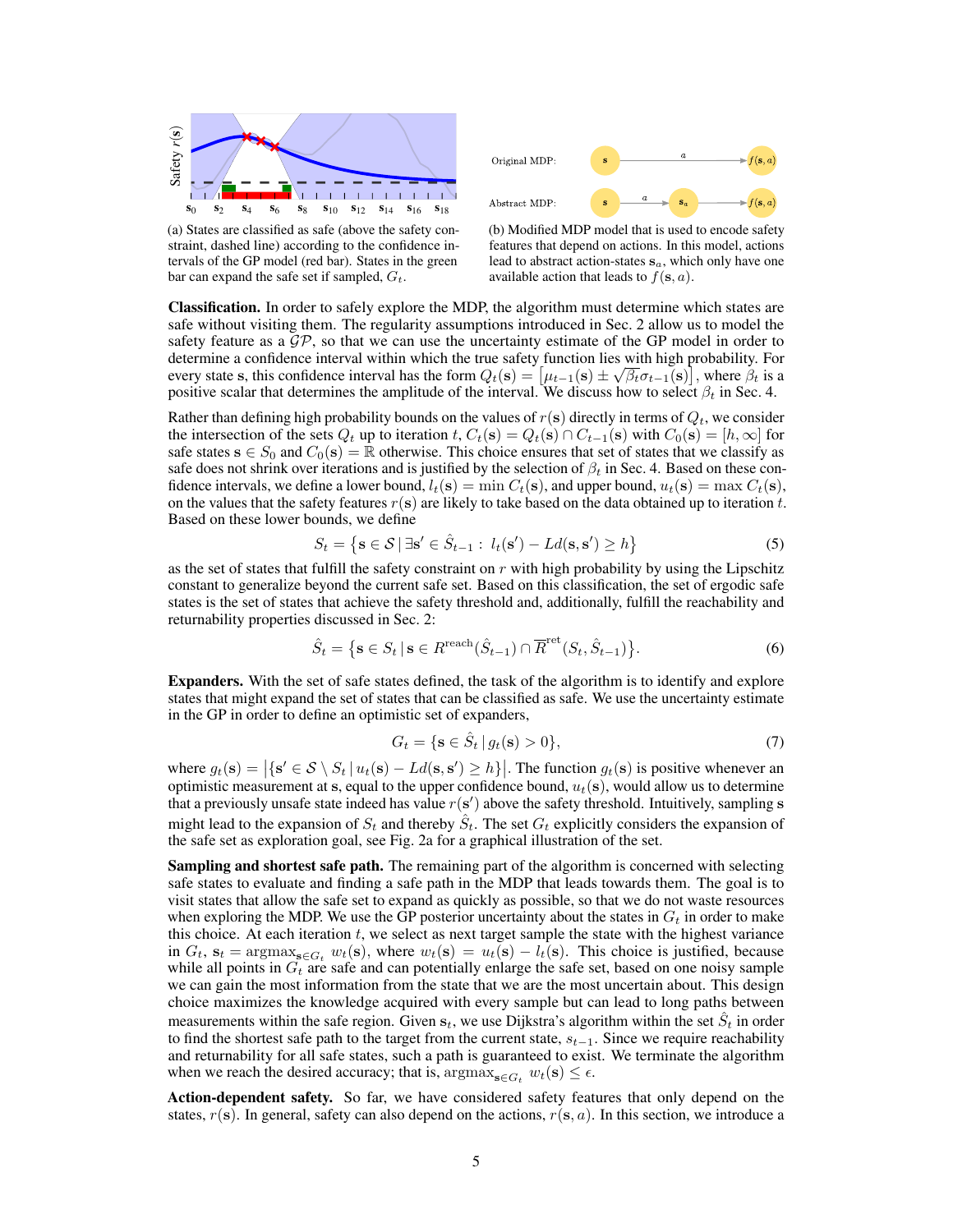(a) States are classified as safe (above the safety constraint, dashed line) according to the confidence intervals of the GP model (red bar). States in the green bar can expand the safe set if sampled, $G_t$.

(b) Modified MDP model that is used to encode safety features that depend on actions. In this model, actions lead to abstract action-states $\mathbf{s}_a$, which only have one available action that leads to $f(\mathbf{s}, a)$.

**Classification.** In order to safely explore the MDP, the algorithm must determine which states are safe without visiting them. The regularity assumptions introduced in Sec. 2 allow us to model the safety feature as a $\mathcal{GP}$, so that we can use the uncertainty estimate of the GP model in order to determine a confidence interval within which the true safety function lies with high probability. For every state $\mathbf{s}$, this confidence interval has the form $Q_t(\mathbf{s}) = \left[\mu_{t-1}(\mathbf{s}) \pm \sqrt{\beta_t}\sigma_{t-1}(\mathbf{s})\right]$, where $\beta_t$ is a positive scalar that determines the amplitude of the interval. We discuss how to select $\beta_t$ in Sec. 4.

Rather than defining high probability bounds on the values of $r(\mathbf{s})$ directly in terms of $Q_t$, we consider the intersection of the sets $Q_t$ up to iteration $t$, $C_t(\mathbf{s}) = Q_t(\mathbf{s}) \cap C_{t-1}(\mathbf{s})$ with $C_0(\mathbf{s}) = [h, \infty]$ for safe states $\mathbf{s} \in S_0$ and $C_0(\mathbf{s}) = \mathbb{R}$ otherwise. This choice ensures that set of states that we classify as safe does not shrink over iterations and is justified by the selection of $\beta_t$ in Sec. 4. Based on these confidence intervals, we define a lower bound, $l_t(\mathbf{s}) = \min C_t(\mathbf{s})$, and upper bound, $u_t(\mathbf{s}) = \max C_t(\mathbf{s})$, on the values that the safety features $r(\mathbf{s})$ are likely to take based on the data obtained up to iteration $t$. Based on these lower bounds, we define

$$S_t = \left\{\mathbf{s} \in \mathcal{S} \,|\, \exists \mathbf{s}' \in \hat{S}_{t-1} : \; l_t(\mathbf{s}') - Ld(\mathbf{s}, \mathbf{s}') \geq h\right\} \tag{5}$$

as the set of states that fulfill the safety constraint on $r$ with high probability by using the Lipschitz constant to generalize beyond the current safe set. Based on this classification, the set of ergodic safe states is the set of states that achieve the safety threshold and, additionally, fulfill the reachability and returnability properties discussed in Sec. 2:

$$\hat{S}_t = \left\{\mathbf{s} \in S_t \,|\, \mathbf{s} \in R^{\text{reach}}(\hat{S}_{t-1}) \cap \overline{R}^{\text{ret}}(S_t, \hat{S}_{t-1})\right\}. \tag{6}$$

**Expanders.** With the set of safe states defined, the task of the algorithm is to identify and explore states that might expand the set of states that can be classified as safe. We use the uncertainty estimate in the GP in order to define an optimistic set of expanders,

$$G_t = \{\mathbf{s} \in \hat{S}_t \,|\, g_t(\mathbf{s}) > 0\}, \tag{7}$$

where $g_t(\mathbf{s}) = \left|\{\mathbf{s}' \in \mathcal{S} \setminus S_t \,|\, u_t(\mathbf{s}) - Ld(\mathbf{s}, \mathbf{s}') \geq h\}\right|$. The function $g_t(\mathbf{s})$ is positive whenever an optimistic measurement at $\mathbf{s}$, equal to the upper confidence bound, $u_t(\mathbf{s})$, would allow us to determine that a previously unsafe state indeed has value $r(\mathbf{s}')$ above the safety threshold. Intuitively, sampling $\mathbf{s}$ might lead to the expansion of $S_t$ and thereby $\hat{S}_t$. The set $G_t$ explicitly considers the expansion of the safe set as exploration goal, see Fig. 2a for a graphical illustration of the set.

**Sampling and shortest safe path.** The remaining part of the algorithm is concerned with selecting safe states to evaluate and finding a safe path in the MDP that leads towards them. The goal is to visit states that allow the safe set to expand as quickly as possible, so that we do not waste resources when exploring the MDP. We use the GP posterior uncertainty about the states in $G_t$ in order to make this choice. At each iteration $t$, we select as next target sample the state with the highest variance in $G_t$, $\mathbf{s}_t = \operatorname{argmax}_{\mathbf{s} \in G_t} w_t(\mathbf{s})$, where $w_t(\mathbf{s}) = u_t(\mathbf{s}) - l_t(\mathbf{s})$. This choice is justified, because while all points in $G_t$ are safe and can potentially enlarge the safe set, based on one noisy sample we can gain the most information from the state that we are the most uncertain about. This design choice maximizes the knowledge acquired with every sample but can lead to long paths between measurements within the safe region. Given $\mathbf{s}_t$, we use Dijkstra's algorithm within the set $\hat{S}_t$ in order to find the shortest safe path to the target from the current state, $\mathbf{s}_{t-1}$. Since we require reachability and returnability for all safe states, such a path is guaranteed to exist. We terminate the algorithm when we reach the desired accuracy; that is, $\operatorname{argmax}_{\mathbf{s} \in G_t} w_t(\mathbf{s}) \leq \epsilon$.

**Action-dependent safety.** So far, we have considered safety features that only depend on the states, $r(\mathbf{s})$. In general, safety can also depend on the actions, $r(\mathbf{s}, a)$. In this section, we introduce a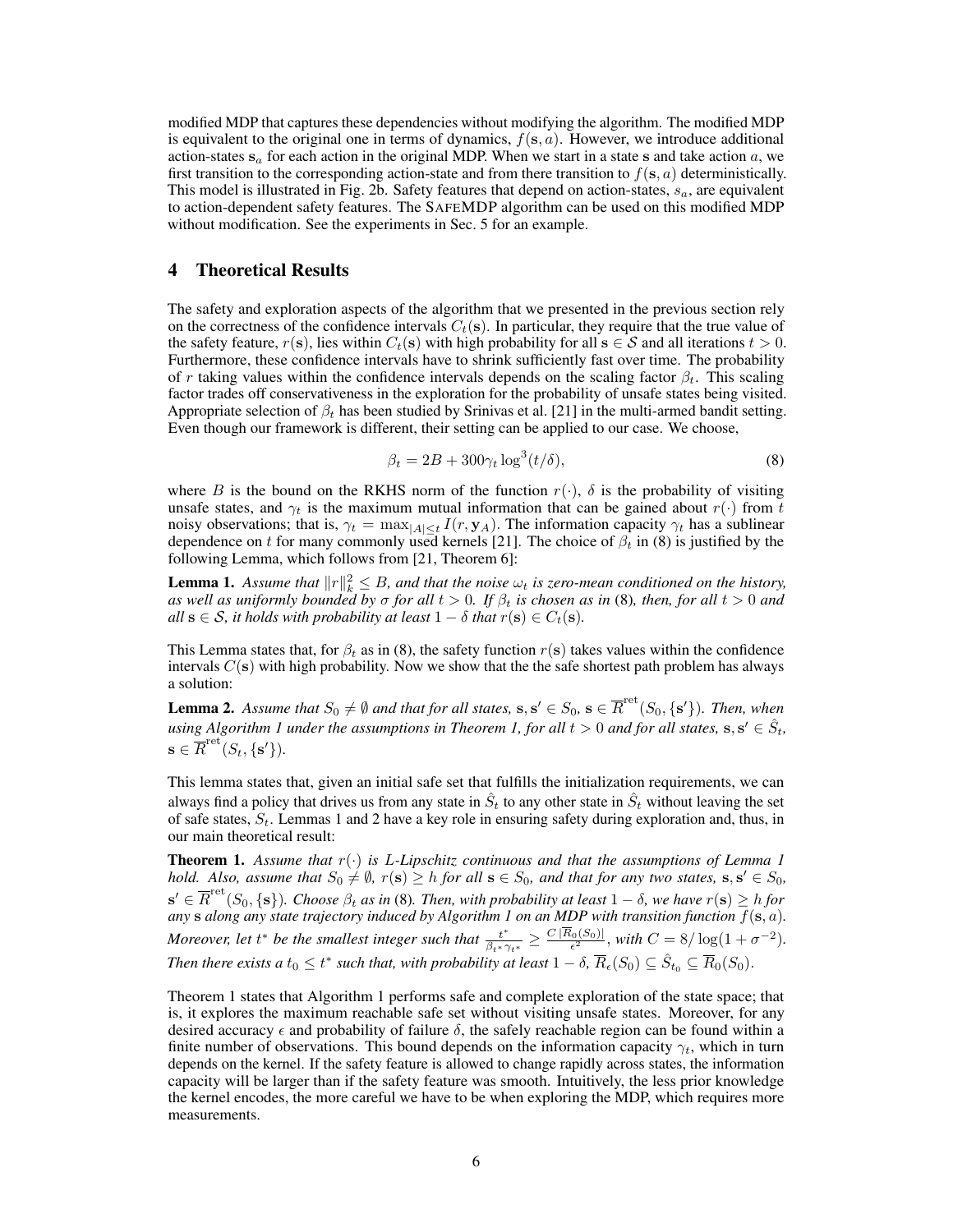modified MDP that captures these dependencies without modifying the algorithm. The modified MDP is equivalent to the original one in terms of dynamics, $f(\mathbf{s}, a)$. However, we introduce additional action-states $\mathbf{s}_a$ for each action in the original MDP. When we start in a state $\mathbf{s}$ and take action $a$, we first transition to the corresponding action-state and from there transition to $f(\mathbf{s}, a)$ deterministically. This model is illustrated in Fig. 2b. Safety features that depend on action-states, $s_a$, are equivalent to action-dependent safety features. The SAFEMDP algorithm can be used on this modified MDP without modification. See the experiments in Sec. 5 for an example.

# 4 Theoretical Results

The safety and exploration aspects of the algorithm that we presented in the previous section rely on the correctness of the confidence intervals $C_t(\mathbf{s})$. In particular, they require that the true value of the safety feature, $r(\mathbf{s})$, lies within $C_t(\mathbf{s})$ with high probability for all $\mathbf{s} \in \mathcal{S}$ and all iterations $t > 0$. Furthermore, these confidence intervals have to shrink sufficiently fast over time. The probability of $r$ taking values within the confidence intervals depends on the scaling factor $\beta_t$. This scaling factor trades off conservativeness in the exploration for the probability of unsafe states being visited. Appropriate selection of $\beta_t$ has been studied by Srinivas et al. [21] in the multi-armed bandit setting. Even though our framework is different, their setting can be applied to our case. We choose,

$$\beta_t = 2B + 300\gamma_t \log^3(t/\delta), \tag{8}$$

where $B$ is the bound on the RKHS norm of the function $r(\cdot)$, $\delta$ is the probability of visiting unsafe states, and $\gamma_t$ is the maximum mutual information that can be gained about $r(\cdot)$ from $t$ noisy observations; that is, $\gamma_t = \max_{|A| \leq t} I(r, \mathbf{y}_A)$. The information capacity $\gamma_t$ has a sublinear dependence on $t$ for many commonly used kernels [21]. The choice of $\beta_t$ in (8) is justified by the following Lemma, which follows from [21, Theorem 6]:

**Lemma 1.** *Assume that $\|r\|_k^2 \leq B$, and that the noise $\omega_t$ is zero-mean conditioned on the history, as well as uniformly bounded by $\sigma$ for all $t > 0$. If $\beta_t$ is chosen as in* (8)*, then, for all $t > 0$ and all $\mathbf{s} \in \mathcal{S}$, it holds with probability at least $1 - \delta$ that $r(\mathbf{s}) \in C_t(\mathbf{s})$.*

This Lemma states that, for $\beta_t$ as in (8), the safety function $r(\mathbf{s})$ takes values within the confidence intervals $C(\mathbf{s})$ with high probability. Now we show that the the safe shortest path problem has always a solution:

**Lemma 2.** *Assume that $S_0 \neq \emptyset$ and that for all states, $\mathbf{s}, \mathbf{s}' \in S_0$, $\mathbf{s} \in \overline{R}^{\text{ret}}(S_0, \{\mathbf{s}'\})$. Then, when using Algorithm 1 under the assumptions in Theorem 1, for all $t > 0$ and for all states, $\mathbf{s}, \mathbf{s}' \in \hat{S}_t$, $\mathbf{s} \in \overline{R}^{\text{ret}}(S_t, \{\mathbf{s}'\})$.*

This lemma states that, given an initial safe set that fulfills the initialization requirements, we can always find a policy that drives us from any state in $\hat{S}_t$ to any other state in $\hat{S}_t$ without leaving the set of safe states, $S_t$. Lemmas 1 and 2 have a key role in ensuring safety during exploration and, thus, in our main theoretical result:

**Theorem 1.** *Assume that $r(\cdot)$ is $L$-Lipschitz continuous and that the assumptions of Lemma 1 hold. Also, assume that $S_0 \neq \emptyset$, $r(\mathbf{s}) \geq h$ for all $\mathbf{s} \in S_0$, and that for any two states, $\mathbf{s}, \mathbf{s}' \in S_0$, $\mathbf{s}' \in \overline{R}^{\text{ret}}(S_0, \{\mathbf{s}\})$. Choose $\beta_t$ as in* (8)*. Then, with probability at least $1 - \delta$, we have $r(\mathbf{s}) \geq h$ for any $\mathbf{s}$ along any state trajectory induced by Algorithm 1 on an MDP with transition function $f(\mathbf{s}, a)$. Moreover, let $t^*$ be the smallest integer such that $\frac{t^*}{\beta_{t^*}\gamma_{t^*}} \geq \frac{C\,|\overline{R}_0(S_0)|}{\epsilon^2}$, with $C = 8/\log(1 + \sigma^{-2})$. Then there exists a $t_0 \leq t^*$ such that, with probability at least $1 - \delta$, $\overline{R}_\epsilon(S_0) \subseteq \hat{S}_{t_0} \subseteq \overline{R}_0(S_0)$.*

Theorem 1 states that Algorithm 1 performs safe and complete exploration of the state space; that is, it explores the maximum reachable safe set without visiting unsafe states. Moreover, for any desired accuracy $\epsilon$ and probability of failure $\delta$, the safely reachable region can be found within a finite number of observations. This bound depends on the information capacity $\gamma_t$, which in turn depends on the kernel. If the safety feature is allowed to change rapidly across states, the information capacity will be larger than if the safety feature was smooth. Intuitively, the less prior knowledge the kernel encodes, the more careful we have to be when exploring the MDP, which requires more measurements.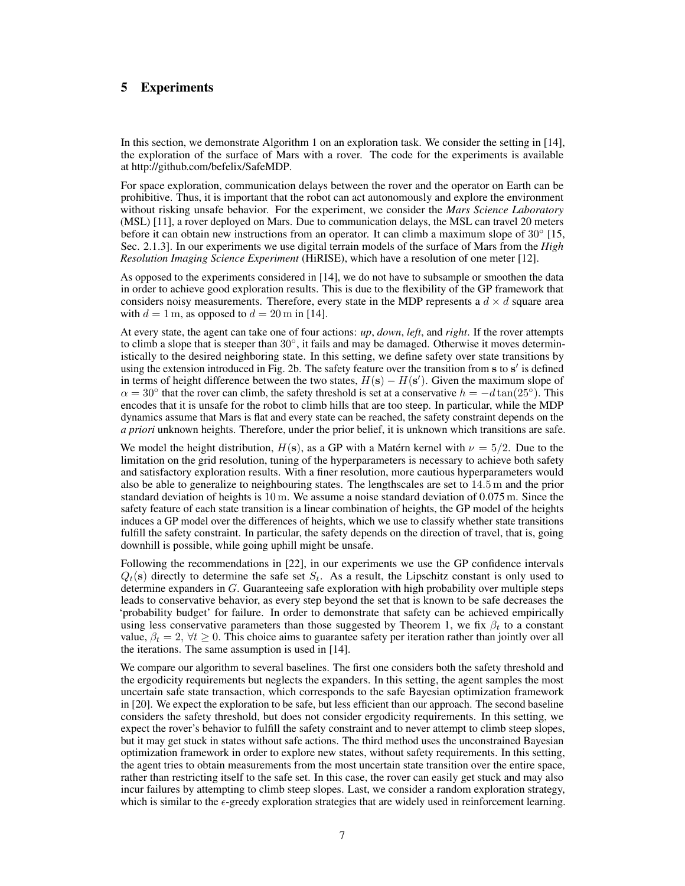## 5 Experiments

In this section, we demonstrate Algorithm 1 on an exploration task. We consider the setting in [14], the exploration of the surface of Mars with a rover. The code for the experiments is available at http://github.com/befelix/SafeMDP.

For space exploration, communication delays between the rover and the operator on Earth can be prohibitive. Thus, it is important that the robot can act autonomously and explore the environment without risking unsafe behavior. For the experiment, we consider the *Mars Science Laboratory* (MSL) [11], a rover deployed on Mars. Due to communication delays, the MSL can travel 20 meters before it can obtain new instructions from an operator. It can climb a maximum slope of $30^\circ$ [15, Sec. 2.1.3]. In our experiments we use digital terrain models of the surface of Mars from the *High Resolution Imaging Science Experiment* (HiRISE), which have a resolution of one meter [12].

As opposed to the experiments considered in [14], we do not have to subsample or smoothen the data in order to achieve good exploration results. This is due to the flexibility of the GP framework that considers noisy measurements. Therefore, every state in the MDP represents a $d \times d$ square area with $d = 1\,\mathrm{m}$, as opposed to $d = 20\,\mathrm{m}$ in [14].

At every state, the agent can take one of four actions: *up*, *down*, *left*, and *right*. If the rover attempts to climb a slope that is steeper than $30^\circ$, it fails and may be damaged. Otherwise it moves deterministically to the desired neighboring state. In this setting, we define safety over state transitions by using the extension introduced in Fig. 2b. The safety feature over the transition from $\mathbf{s}$ to $\mathbf{s}'$ is defined in terms of height difference between the two states, $H(\mathbf{s}) - H(\mathbf{s}')$. Given the maximum slope of $\alpha = 30^\circ$ that the rover can climb, the safety threshold is set at a conservative $h = -d\tan(25^\circ)$. This encodes that it is unsafe for the robot to climb hills that are too steep. In particular, while the MDP dynamics assume that Mars is flat and every state can be reached, the safety constraint depends on the *a priori* unknown heights. Therefore, under the prior belief, it is unknown which transitions are safe.

We model the height distribution, $H(\mathbf{s})$, as a GP with a Matérn kernel with $\nu = 5/2$. Due to the limitation on the grid resolution, tuning of the hyperparameters is necessary to achieve both safety and satisfactory exploration results. With a finer resolution, more cautious hyperparameters would also be able to generalize to neighbouring states. The lengthscales are set to $14.5\,\mathrm{m}$ and the prior standard deviation of heights is $10\,\mathrm{m}$. We assume a noise standard deviation of 0.075 m. Since the safety feature of each state transition is a linear combination of heights, the GP model of the heights induces a GP model over the differences of heights, which we use to classify whether state transitions fulfill the safety constraint. In particular, the safety depends on the direction of travel, that is, going downhill is possible, while going uphill might be unsafe.

Following the recommendations in [22], in our experiments we use the GP confidence intervals $Q_t(\mathbf{s})$ directly to determine the safe set $S_t$. As a result, the Lipschitz constant is only used to determine expanders in $G$. Guaranteeing safe exploration with high probability over multiple steps leads to conservative behavior, as every step beyond the set that is known to be safe decreases the 'probability budget' for failure. In order to demonstrate that safety can be achieved empirically using less conservative parameters than those suggested by Theorem 1, we fix $\beta_t$ to a constant value, $\beta_t = 2,\ \forall t \geq 0$. This choice aims to guarantee safety per iteration rather than jointly over all the iterations. The same assumption is used in [14].

We compare our algorithm to several baselines. The first one considers both the safety threshold and the ergodicity requirements but neglects the expanders. In this setting, the agent samples the most uncertain safe state transaction, which corresponds to the safe Bayesian optimization framework in [20]. We expect the exploration to be safe, but less efficient than our approach. The second baseline considers the safety threshold, but does not consider ergodicity requirements. In this setting, we expect the rover's behavior to fulfill the safety constraint and to never attempt to climb steep slopes, but it may get stuck in states without safe actions. The third method uses the unconstrained Bayesian optimization framework in order to explore new states, without safety requirements. In this setting, the agent tries to obtain measurements from the most uncertain state transition over the entire space, rather than restricting itself to the safe set. In this case, the rover can easily get stuck and may also incur failures by attempting to climb steep slopes. Last, we consider a random exploration strategy, which is similar to the $\epsilon$-greedy exploration strategies that are widely used in reinforcement learning.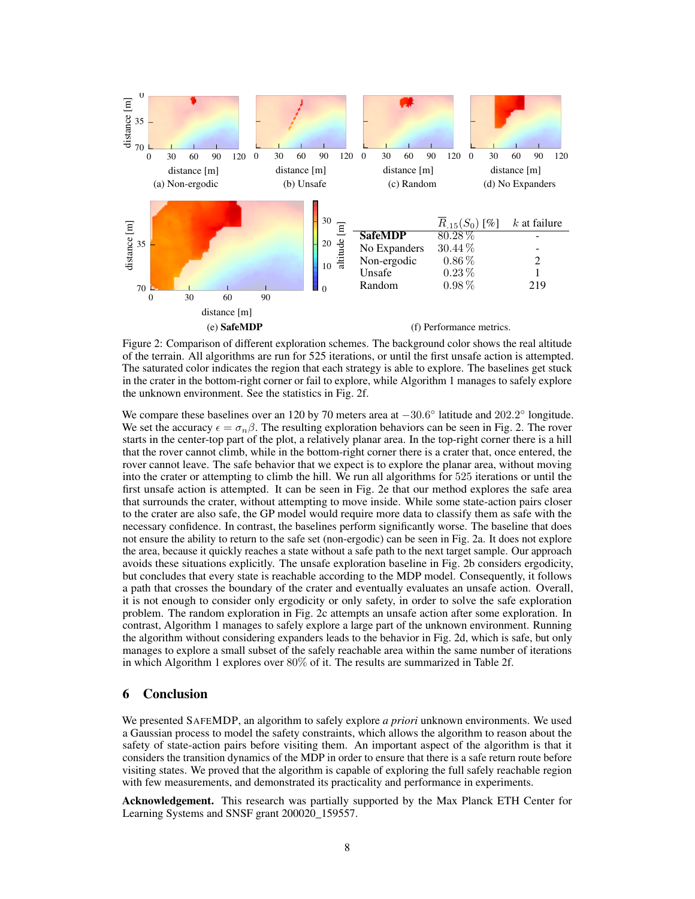(a) Non-ergodic

(b) Unsafe

(c) Random

(d) No Expanders

(e) **SafeMDP**

| | $\overline{R}_{.15}(S_0)$ [%] | $k$ at failure |
|---|---|---|
| **SafeMDP** | 80.28 % | - |
| No Expanders | 30.44 % | - |
| Non-ergodic | 0.86 % | 2 |
| Unsafe | 0.23 % | 1 |
| Random | 0.98 % | 219 |

(f) Performance metrics.

Figure 2: Comparison of different exploration schemes. The background color shows the real altitude of the terrain. All algorithms are run for 525 iterations, or until the first unsafe action is attempted. The saturated color indicates the region that each strategy is able to explore. The baselines get stuck in the crater in the bottom-right corner or fail to explore, while Algorithm 1 manages to safely explore the unknown environment. See the statistics in Fig. 2f.

We compare these baselines over an 120 by 70 meters area at $-30.6°$ latitude and $202.2°$ longitude. We set the accuracy $\epsilon = \sigma_n \beta$. The resulting exploration behaviors can be seen in Fig. 2. The rover starts in the center-top part of the plot, a relatively planar area. In the top-right corner there is a hill that the rover cannot climb, while in the bottom-right corner there is a crater that, once entered, the rover cannot leave. The safe behavior that we expect is to explore the planar area, without moving into the crater or attempting to climb the hill. We run all algorithms for 525 iterations or until the first unsafe action is attempted. It can be seen in Fig. 2e that our method explores the safe area that surrounds the crater, without attempting to move inside. While some state-action pairs closer to the crater are also safe, the GP model would require more data to classify them as safe with the necessary confidence. In contrast, the baselines perform significantly worse. The baseline that does not ensure the ability to return to the safe set (non-ergodic) can be seen in Fig. 2a. It does not explore the area, because it quickly reaches a state without a safe path to the next target sample. Our approach avoids these situations explicitly. The unsafe exploration baseline in Fig. 2b considers ergodicity, but concludes that every state is reachable according to the MDP model. Consequently, it follows a path that crosses the boundary of the crater and eventually evaluates an unsafe action. Overall, it is not enough to consider only ergodicity or only safety, in order to solve the safe exploration problem. The random exploration in Fig. 2c attempts an unsafe action after some exploration. In contrast, Algorithm 1 manages to safely explore a large part of the unknown environment. Running the algorithm without considering expanders leads to the behavior in Fig. 2d, which is safe, but only manages to explore a small subset of the safely reachable area within the same number of iterations in which Algorithm 1 explores over 80% of it. The results are summarized in Table 2f.

## 6 Conclusion

We presented SafeMDP, an algorithm to safely explore *a priori* unknown environments. We used a Gaussian process to model the safety constraints, which allows the algorithm to reason about the safety of state-action pairs before visiting them. An important aspect of the algorithm is that it considers the transition dynamics of the MDP in order to ensure that there is a safe return route before visiting states. We proved that the algorithm is capable of exploring the full safely reachable region with few measurements, and demonstrated its practicality and performance in experiments.

**Acknowledgement.** This research was partially supported by the Max Planck ETH Center for Learning Systems and SNSF grant 200020_159557.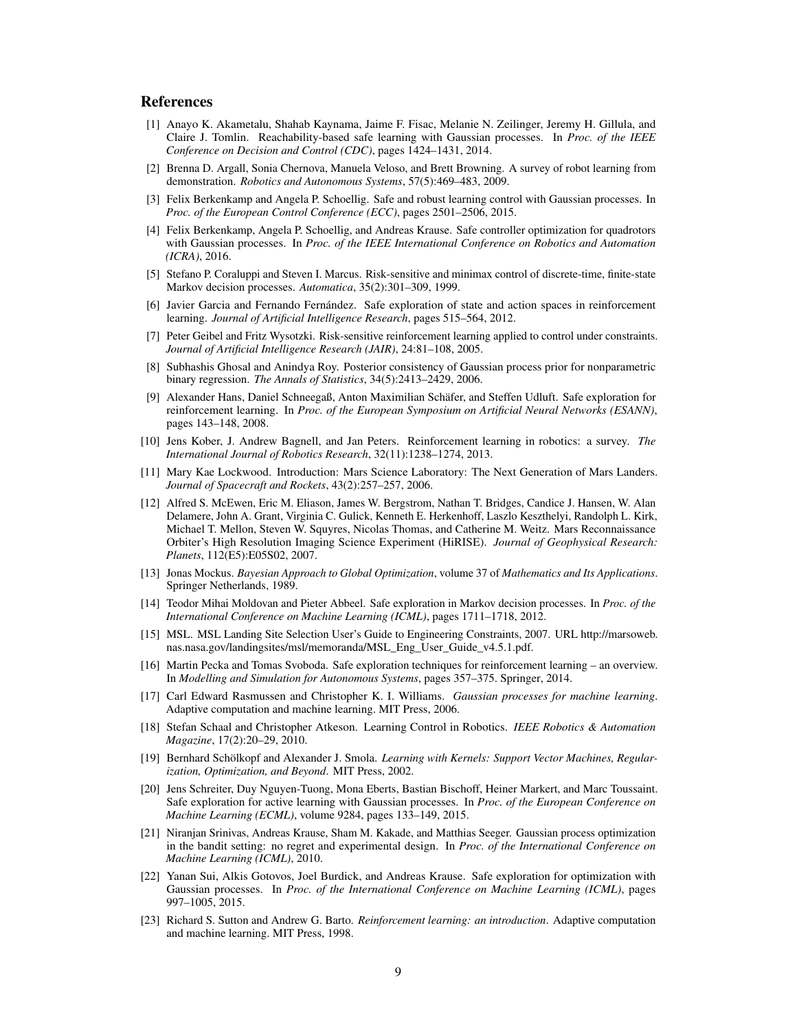## References

[1] Anayo K. Akametalu, Shahab Kaynama, Jaime F. Fisac, Melanie N. Zeilinger, Jeremy H. Gillula, and Claire J. Tomlin. Reachability-based safe learning with Gaussian processes. In *Proc. of the IEEE Conference on Decision and Control (CDC)*, pages 1424–1431, 2014.

[2] Brenna D. Argall, Sonia Chernova, Manuela Veloso, and Brett Browning. A survey of robot learning from demonstration. *Robotics and Autonomous Systems*, 57(5):469–483, 2009.

[3] Felix Berkenkamp and Angela P. Schoellig. Safe and robust learning control with Gaussian processes. In *Proc. of the European Control Conference (ECC)*, pages 2501–2506, 2015.

[4] Felix Berkenkamp, Angela P. Schoellig, and Andreas Krause. Safe controller optimization for quadrotors with Gaussian processes. In *Proc. of the IEEE International Conference on Robotics and Automation (ICRA)*, 2016.

[5] Stefano P. Coraluppi and Steven I. Marcus. Risk-sensitive and minimax control of discrete-time, finite-state Markov decision processes. *Automatica*, 35(2):301–309, 1999.

[6] Javier Garcia and Fernando Fernández. Safe exploration of state and action spaces in reinforcement learning. *Journal of Artificial Intelligence Research*, pages 515–564, 2012.

[7] Peter Geibel and Fritz Wysotzki. Risk-sensitive reinforcement learning applied to control under constraints. *Journal of Artificial Intelligence Research (JAIR)*, 24:81–108, 2005.

[8] Subhashis Ghosal and Anindya Roy. Posterior consistency of Gaussian process prior for nonparametric binary regression. *The Annals of Statistics*, 34(5):2413–2429, 2006.

[9] Alexander Hans, Daniel Schneegaß, Anton Maximilian Schäfer, and Steffen Udluft. Safe exploration for reinforcement learning. In *Proc. of the European Symposium on Artificial Neural Networks (ESANN)*, pages 143–148, 2008.

[10] Jens Kober, J. Andrew Bagnell, and Jan Peters. Reinforcement learning in robotics: a survey. *The International Journal of Robotics Research*, 32(11):1238–1274, 2013.

[11] Mary Kae Lockwood. Introduction: Mars Science Laboratory: The Next Generation of Mars Landers. *Journal of Spacecraft and Rockets*, 43(2):257–257, 2006.

[12] Alfred S. McEwen, Eric M. Eliason, James W. Bergstrom, Nathan T. Bridges, Candice J. Hansen, W. Alan Delamere, John A. Grant, Virginia C. Gulick, Kenneth E. Herkenhoff, Laszlo Keszthelyi, Randolph L. Kirk, Michael T. Mellon, Steven W. Squyres, Nicolas Thomas, and Catherine M. Weitz. Mars Reconnaissance Orbiter's High Resolution Imaging Science Experiment (HiRISE). *Journal of Geophysical Research: Planets*, 112(E5):E05S02, 2007.

[13] Jonas Mockus. *Bayesian Approach to Global Optimization*, volume 37 of *Mathematics and Its Applications*. Springer Netherlands, 1989.

[14] Teodor Mihai Moldovan and Pieter Abbeel. Safe exploration in Markov decision processes. In *Proc. of the International Conference on Machine Learning (ICML)*, pages 1711–1718, 2012.

[15] MSL. MSL Landing Site Selection User's Guide to Engineering Constraints, 2007. URL http://marsoweb.nas.nasa.gov/landingsites/msl/memoranda/MSL_Eng_User_Guide_v4.5.1.pdf.

[16] Martin Pecka and Tomas Svoboda. Safe exploration techniques for reinforcement learning – an overview. In *Modelling and Simulation for Autonomous Systems*, pages 357–375. Springer, 2014.

[17] Carl Edward Rasmussen and Christopher K. I. Williams. *Gaussian processes for machine learning*. Adaptive computation and machine learning. MIT Press, 2006.

[18] Stefan Schaal and Christopher Atkeson. Learning Control in Robotics. *IEEE Robotics & Automation Magazine*, 17(2):20–29, 2010.

[19] Bernhard Schölkopf and Alexander J. Smola. *Learning with Kernels: Support Vector Machines, Regularization, Optimization, and Beyond*. MIT Press, 2002.

[20] Jens Schreiter, Duy Nguyen-Tuong, Mona Eberts, Bastian Bischoff, Heiner Markert, and Marc Toussaint. Safe exploration for active learning with Gaussian processes. In *Proc. of the European Conference on Machine Learning (ECML)*, volume 9284, pages 133–149, 2015.

[21] Niranjan Srinivas, Andreas Krause, Sham M. Kakade, and Matthias Seeger. Gaussian process optimization in the bandit setting: no regret and experimental design. In *Proc. of the International Conference on Machine Learning (ICML)*, 2010.

[22] Yanan Sui, Alkis Gotovos, Joel Burdick, and Andreas Krause. Safe exploration for optimization with Gaussian processes. In *Proc. of the International Conference on Machine Learning (ICML)*, pages 997–1005, 2015.

[23] Richard S. Sutton and Andrew G. Barto. *Reinforcement learning: an introduction*. Adaptive computation and machine learning. MIT Press, 1998.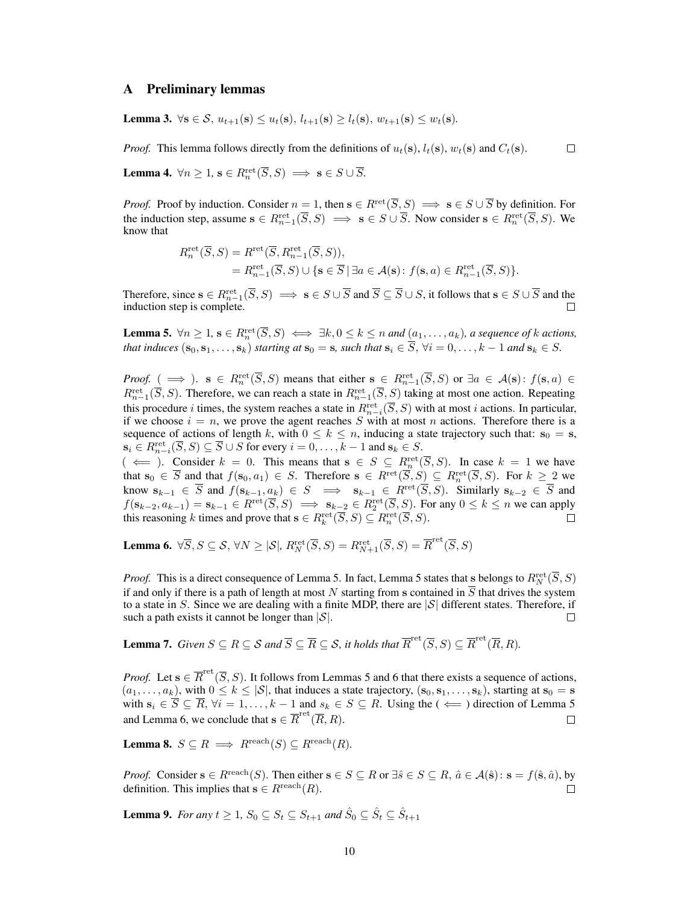## A Preliminary lemmas

**Lemma 3.** $\forall \mathbf{s} \in \mathcal{S}$, $u_{t+1}(\mathbf{s}) \leq u_t(\mathbf{s})$, $l_{t+1}(\mathbf{s}) \geq l_t(\mathbf{s})$, $w_{t+1}(\mathbf{s}) \leq w_t(\mathbf{s})$.

*Proof.* This lemma follows directly from the definitions of $u_t(\mathbf{s})$, $l_t(\mathbf{s})$, $w_t(\mathbf{s})$ and $C_t(\mathbf{s})$. $\square$

**Lemma 4.** $\forall n \geq 1$, $\mathbf{s} \in R_n^{\text{ret}}(\overline{S}, S) \implies \mathbf{s} \in S \cup \overline{S}$.

*Proof.* Proof by induction. Consider $n = 1$, then $\mathbf{s} \in R^{\text{ret}}(\overline{S}, S) \implies \mathbf{s} \in S \cup \overline{S}$ by definition. For the induction step, assume $\mathbf{s} \in R_{n-1}^{\text{ret}}(\overline{S}, S) \implies \mathbf{s} \in S \cup \overline{S}$. Now consider $\mathbf{s} \in R_n^{\text{ret}}(\overline{S}, S)$. We know that

$$
\begin{aligned}
R_n^{\text{ret}}(\overline{S}, S) &= R^{\text{ret}}(\overline{S}, R_{n-1}^{\text{ret}}(\overline{S}, S)), \\
&= R_{n-1}^{\text{ret}}(\overline{S}, S) \cup \{\mathbf{s} \in \overline{S} \,|\, \exists a \in \mathcal{A}(\mathbf{s}) \colon f(\mathbf{s}, a) \in R_{n-1}^{\text{ret}}(\overline{S}, S)\}.
\end{aligned}
$$

Therefore, since $\mathbf{s} \in R_{n-1}^{\text{ret}}(\overline{S}, S) \implies \mathbf{s} \in S \cup \overline{S}$ and $\overline{S} \subseteq \overline{S} \cup S$, it follows that $\mathbf{s} \in S \cup \overline{S}$ and the induction step is complete. $\square$

**Lemma 5.** *$\forall n \geq 1$, $\mathbf{s} \in R_n^{\text{ret}}(\overline{S}, S) \iff \exists k, 0 \leq k \leq n$ and $(a_1, \ldots, a_k)$, a sequence of $k$ actions, that induces $(\mathbf{s}_0, \mathbf{s}_1, \ldots, \mathbf{s}_k)$ starting at $\mathbf{s}_0 = \mathbf{s}$, such that $\mathbf{s}_i \in \overline{S}$, $\forall i = 0, \ldots, k-1$ and $\mathbf{s}_k \in S$.*

*Proof.* ( $\implies$ ). $\mathbf{s} \in R_n^{\text{ret}}(\overline{S}, S)$ means that either $\mathbf{s} \in R_{n-1}^{\text{ret}}(\overline{S}, S)$ or $\exists a \in \mathcal{A}(\mathbf{s}) \colon f(\mathbf{s}, a) \in R_{n-1}^{\text{ret}}(\overline{S}, S)$. Therefore, we can reach a state in $R_{n-1}^{\text{ret}}(\overline{S}, S)$ taking at most one action. Repeating this procedure $i$ times, the system reaches a state in $R_{n-i}^{\text{ret}}(\overline{S}, S)$ with at most $i$ actions. In particular, if we choose $i = n$, we prove the agent reaches $S$ with at most $n$ actions. Therefore there is a sequence of actions of length $k$, with $0 \leq k \leq n$, inducing a state trajectory such that: $\mathbf{s}_0 = \mathbf{s}$, $\mathbf{s}_i \in R_{n-i}^{\text{ret}}(\overline{S}, S) \subseteq \overline{S} \cup S$ for every $i = 0, \ldots, k-1$ and $\mathbf{s}_k \in S$.
( $\impliedby$ ). Consider $k = 0$. This means that $\mathbf{s} \in S \subseteq R_n^{\text{ret}}(\overline{S}, S)$. In case $k = 1$ we have that $\mathbf{s}_0 \in \overline{S}$ and that $f(\mathbf{s}_0, a_1) \in S$. Therefore $\mathbf{s} \in R^{\text{ret}}(\overline{S}, S) \subseteq R_n^{\text{ret}}(\overline{S}, S)$. For $k \geq 2$ we know $\mathbf{s}_{k-1} \in \overline{S}$ and $f(\mathbf{s}_{k-1}, a_k) \in S \implies \mathbf{s}_{k-1} \in R^{\text{ret}}(\overline{S}, S)$. Similarly $\mathbf{s}_{k-2} \in \overline{S}$ and $f(\mathbf{s}_{k-2}, a_{k-1}) = \mathbf{s}_{k-1} \in R^{\text{ret}}(\overline{S}, S) \implies \mathbf{s}_{k-2} \in R_2^{\text{ret}}(\overline{S}, S)$. For any $0 \leq k \leq n$ we can apply this reasoning $k$ times and prove that $\mathbf{s} \in R_k^{\text{ret}}(\overline{S}, S) \subseteq R_n^{\text{ret}}(\overline{S}, S)$. $\square$

**Lemma 6.** $\forall \overline{S}, S \subseteq \mathcal{S}$, $\forall N \geq |\mathcal{S}|$, $R_N^{\text{ret}}(\overline{S}, S) = R_{N+1}^{\text{ret}}(\overline{S}, S) = \overline{R}^{\text{ret}}(\overline{S}, S)$

*Proof.* This is a direct consequence of Lemma 5. In fact, Lemma 5 states that $\mathbf{s}$ belongs to $R_N^{\text{ret}}(\overline{S}, S)$ if and only if there is a path of length at most $N$ starting from $\mathbf{s}$ contained in $\overline{S}$ that drives the system to a state in $S$. Since we are dealing with a finite MDP, there are $|\mathcal{S}|$ different states. Therefore, if such a path exists it cannot be longer than $|\mathcal{S}|$. $\square$

**Lemma 7.** *Given $S \subseteq R \subseteq \mathcal{S}$ and $\overline{S} \subseteq \overline{R} \subseteq \mathcal{S}$, it holds that $\overline{R}^{\text{ret}}(\overline{S}, S) \subseteq \overline{R}^{\text{ret}}(\overline{R}, R)$.*

*Proof.* Let $\mathbf{s} \in \overline{R}^{\text{ret}}(\overline{S}, S)$. It follows from Lemmas 5 and 6 that there exists a sequence of actions, $(a_1, \ldots, a_k)$, with $0 \leq k \leq |\mathcal{S}|$, that induces a state trajectory, $(\mathbf{s}_0, \mathbf{s}_1, \ldots, \mathbf{s}_k)$, starting at $\mathbf{s}_0 = \mathbf{s}$ with $\mathbf{s}_i \in \overline{S} \subseteq \overline{R}$, $\forall i = 1, \ldots, k-1$ and $s_k \in S \subseteq R$. Using the ( $\impliedby$ ) direction of Lemma 5 and Lemma 6, we conclude that $\mathbf{s} \in \overline{R}^{\text{ret}}(\overline{R}, R)$. $\square$

**Lemma 8.** $S \subseteq R \implies R^{\text{reach}}(S) \subseteq R^{\text{reach}}(R)$.

*Proof.* Consider $\mathbf{s} \in R^{\text{reach}}(S)$. Then either $\mathbf{s} \in S \subseteq R$ or $\exists \hat{s} \in S \subseteq R$, $\hat{a} \in \mathcal{A}(\hat{\mathbf{s}}) \colon \mathbf{s} = f(\hat{\mathbf{s}}, \hat{a})$, by definition. This implies that $\mathbf{s} \in R^{\text{reach}}(R)$. $\square$

**Lemma 9.** *For any $t \geq 1$, $S_0 \subseteq S_t \subseteq S_{t+1}$ and $\hat{S}_0 \subseteq \hat{S}_t \subseteq \hat{S}_{t+1}$*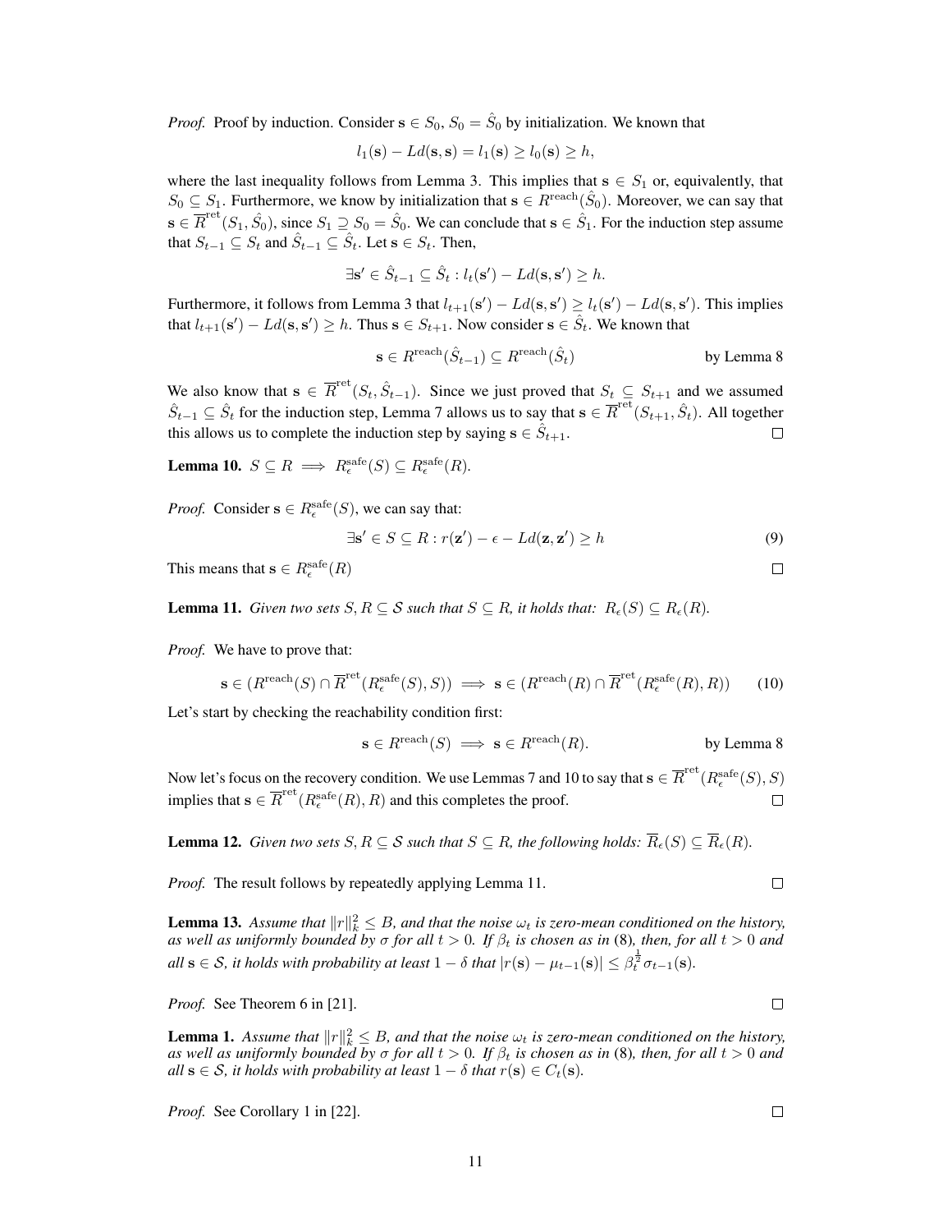*Proof.* Proof by induction. Consider $\mathbf{s} \in S_0$, $S_0 = \hat{S}_0$ by initialization. We known that

$$l_1(\mathbf{s}) - Ld(\mathbf{s}, \mathbf{s}) = l_1(\mathbf{s}) \geq l_0(\mathbf{s}) \geq h,$$

where the last inequality follows from Lemma 3. This implies that $\mathbf{s} \in S_1$ or, equivalently, that $S_0 \subseteq S_1$. Furthermore, we know by initialization that $\mathbf{s} \in R^{\text{reach}}(\hat{S}_0)$. Moreover, we can say that $\mathbf{s} \in \overline{R}^{\text{ret}}(S_1, \hat{S}_0)$, since $S_1 \supseteq S_0 = \hat{S}_0$. We can conclude that $\mathbf{s} \in \hat{S}_1$. For the induction step assume that $S_{t-1} \subseteq S_t$ and $\hat{S}_{t-1} \subseteq \hat{S}_t$. Let $\mathbf{s} \in S_t$. Then,

$$\exists \mathbf{s}' \in \hat{S}_{t-1} \subseteq \hat{S}_t : l_t(\mathbf{s}') - Ld(\mathbf{s}, \mathbf{s}') \geq h.$$

Furthermore, it follows from Lemma 3 that $l_{t+1}(\mathbf{s}') - Ld(\mathbf{s}, \mathbf{s}') \geq l_t(\mathbf{s}') - Ld(\mathbf{s}, \mathbf{s}')$. This implies that $l_{t+1}(\mathbf{s}') - Ld(\mathbf{s}, \mathbf{s}') \geq h$. Thus $\mathbf{s} \in S_{t+1}$. Now consider $\mathbf{s} \in \hat{S}_t$. We known that

$$\mathbf{s} \in R^{\text{reach}}(\hat{S}_{t-1}) \subseteq R^{\text{reach}}(\hat{S}_t) \qquad \text{by Lemma 8}$$

We also know that $\mathbf{s} \in \overline{R}^{\text{ret}}(S_t, \hat{S}_{t-1})$. Since we just proved that $S_t \subseteq S_{t+1}$ and we assumed $\hat{S}_{t-1} \subseteq \hat{S}_t$ for the induction step, Lemma 7 allows us to say that $\mathbf{s} \in \overline{R}^{\text{ret}}(S_{t+1}, \hat{S}_t)$. All together this allows us to complete the induction step by saying $\mathbf{s} \in \hat{S}_{t+1}$. $\square$

**Lemma 10.** $S \subseteq R \implies R^{\text{safe}}_\epsilon(S) \subseteq R^{\text{safe}}_\epsilon(R)$.

*Proof.* Consider $\mathbf{s} \in R^{\text{safe}}_\epsilon(S)$, we can say that:

$$\exists \mathbf{s}' \in S \subseteq R : r(\mathbf{z}') - \epsilon - Ld(\mathbf{z}, \mathbf{z}') \geq h \tag{9}$$

This means that $\mathbf{s} \in R^{\text{safe}}_\epsilon(R)$ $\square$

**Lemma 11.** *Given two sets $S, R \subseteq \mathcal{S}$ such that $S \subseteq R$, it holds that: $R_\epsilon(S) \subseteq R_\epsilon(R)$.*

*Proof.* We have to prove that:

$$\mathbf{s} \in (R^{\text{reach}}(S) \cap \overline{R}^{\text{ret}}(R^{\text{safe}}_\epsilon(S), S)) \implies \mathbf{s} \in (R^{\text{reach}}(R) \cap \overline{R}^{\text{ret}}(R^{\text{safe}}_\epsilon(R), R)) \tag{10}$$

Let's start by checking the reachability condition first:

$$\mathbf{s} \in R^{\text{reach}}(S) \implies \mathbf{s} \in R^{\text{reach}}(R). \qquad \text{by Lemma 8}$$

Now let's focus on the recovery condition. We use Lemmas 7 and 10 to say that $\mathbf{s} \in \overline{R}^{\text{ret}}(R^{\text{safe}}_\epsilon(S), S)$ implies that $\mathbf{s} \in \overline{R}^{\text{ret}}(R^{\text{safe}}_\epsilon(R), R)$ and this completes the proof. $\square$

**Lemma 12.** *Given two sets $S, R \subseteq \mathcal{S}$ such that $S \subseteq R$, the following holds: $\overline{R}_\epsilon(S) \subseteq \overline{R}_\epsilon(R)$.*

*Proof.* The result follows by repeatedly applying Lemma 11. $\square$

**Lemma 13.** *Assume that $\|r\|_k^2 \leq B$, and that the noise $\omega_t$ is zero-mean conditioned on the history, as well as uniformly bounded by $\sigma$ for all $t > 0$. If $\beta_t$ is chosen as in (8), then, for all $t > 0$ and all $\mathbf{s} \in \mathcal{S}$, it holds with probability at least $1 - \delta$ that $|r(\mathbf{s}) - \mu_{t-1}(\mathbf{s})| \leq \beta_t^{\frac{1}{2}} \sigma_{t-1}(\mathbf{s})$.*

*Proof.* See Theorem 6 in [21]. $\square$

**Lemma 1.** *Assume that $\|r\|_k^2 \leq B$, and that the noise $\omega_t$ is zero-mean conditioned on the history, as well as uniformly bounded by $\sigma$ for all $t > 0$. If $\beta_t$ is chosen as in (8), then, for all $t > 0$ and all $\mathbf{s} \in \mathcal{S}$, it holds with probability at least $1 - \delta$ that $r(\mathbf{s}) \in C_t(\mathbf{s})$.*

*Proof.* See Corollary 1 in [22]. $\square$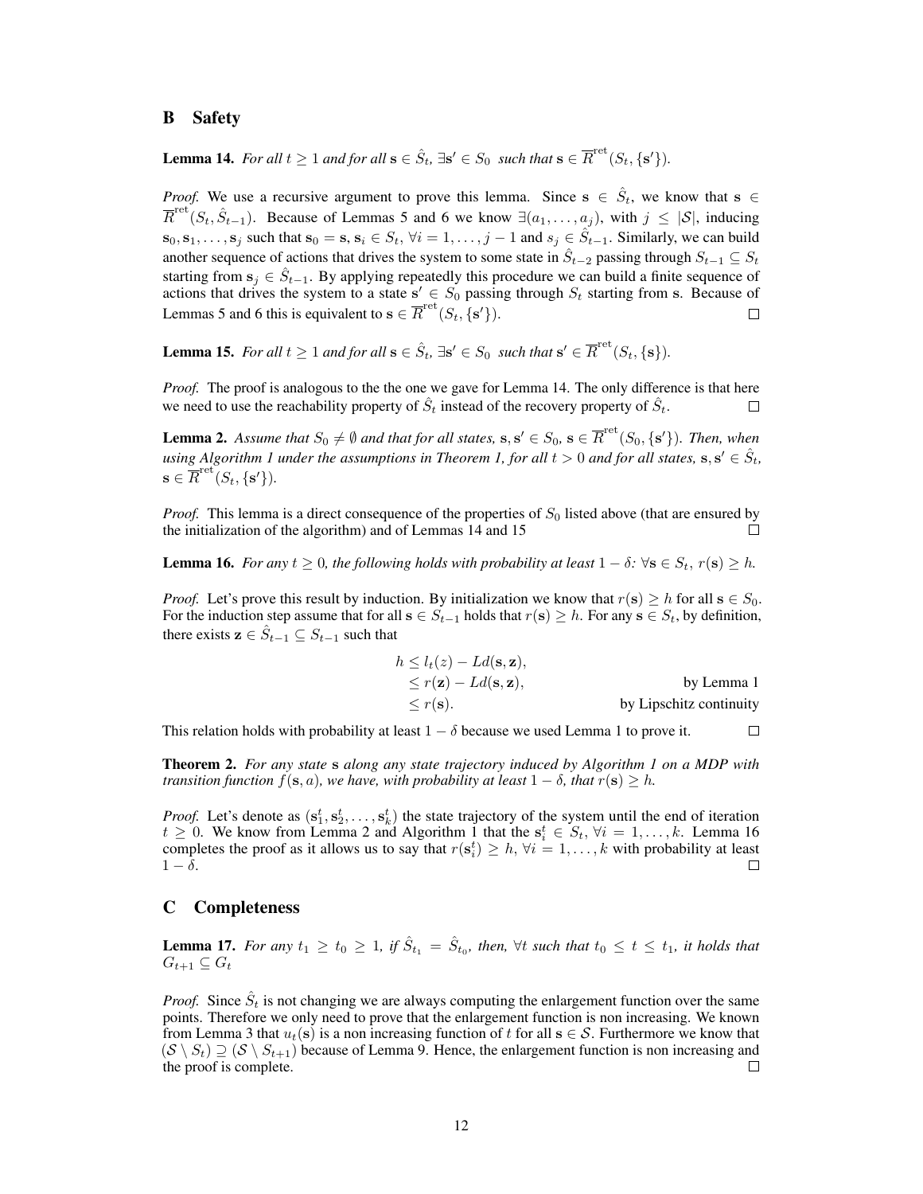## B Safety

**Lemma 14.** *For all $t \geq 1$ and for all $\mathbf{s} \in \hat{S}_t$, $\exists \mathbf{s}' \in S_0$ such that $\mathbf{s} \in \overline{R}^{\text{ret}}(S_t, \{\mathbf{s}'\})$.*

*Proof.* We use a recursive argument to prove this lemma. Since $\mathbf{s} \in \hat{S}_t$, we know that $\mathbf{s} \in \overline{R}^{\text{ret}}(S_t, \hat{S}_{t-1})$. Because of Lemmas 5 and 6 we know $\exists (a_1, \ldots, a_j)$, with $j \leq |\mathcal{S}|$, inducing $\mathbf{s}_0, \mathbf{s}_1, \ldots, \mathbf{s}_j$ such that $\mathbf{s}_0 = \mathbf{s}$, $\mathbf{s}_i \in S_t$, $\forall i = 1, \ldots, j-1$ and $s_j \in \hat{S}_{t-1}$. Similarly, we can build another sequence of actions that drives the system to some state in $\hat{S}_{t-2}$ passing through $S_{t-1} \subseteq S_t$ starting from $\mathbf{s}_j \in \hat{S}_{t-1}$. By applying repeatedly this procedure we can build a finite sequence of actions that drives the system to a state $\mathbf{s}' \in S_0$ passing through $S_t$ starting from $\mathbf{s}$. Because of Lemmas 5 and 6 this is equivalent to $\mathbf{s} \in \overline{R}^{\text{ret}}(S_t, \{\mathbf{s}'\})$. □

**Lemma 15.** *For all $t \geq 1$ and for all $\mathbf{s} \in \hat{S}_t$, $\exists \mathbf{s}' \in S_0$ such that $\mathbf{s}' \in \overline{R}^{\text{ret}}(S_t, \{\mathbf{s}\})$.*

*Proof.* The proof is analogous to the the one we gave for Lemma 14. The only difference is that here we need to use the reachability property of $\hat{S}_t$ instead of the recovery property of $\hat{S}_t$. □

**Lemma 2.** *Assume that $S_0 \neq \emptyset$ and that for all states, $\mathbf{s}, \mathbf{s}' \in S_0$, $\mathbf{s} \in \overline{R}^{\text{ret}}(S_0, \{\mathbf{s}'\})$. Then, when using Algorithm 1 under the assumptions in Theorem 1, for all $t > 0$ and for all states, $\mathbf{s}, \mathbf{s}' \in \hat{S}_t$, $\mathbf{s} \in \overline{R}^{\text{ret}}(S_t, \{\mathbf{s}'\})$.*

*Proof.* This lemma is a direct consequence of the properties of $S_0$ listed above (that are ensured by the initialization of the algorithm) and of Lemmas 14 and 15 □

**Lemma 16.** *For any $t \geq 0$, the following holds with probability at least $1 - \delta$: $\forall \mathbf{s} \in S_t$, $r(\mathbf{s}) \geq h$.*

*Proof.* Let's prove this result by induction. By initialization we know that $r(\mathbf{s}) \geq h$ for all $\mathbf{s} \in S_0$. For the induction step assume that for all $\mathbf{s} \in S_{t-1}$ holds that $r(\mathbf{s}) \geq h$. For any $\mathbf{s} \in S_t$, by definition, there exists $\mathbf{z} \in \hat{S}_{t-1} \subseteq S_{t-1}$ such that

$$
\begin{aligned}
h &\leq l_t(z) - Ld(\mathbf{s}, \mathbf{z}), \\
&\leq r(\mathbf{z}) - Ld(\mathbf{s}, \mathbf{z}), && \text{by Lemma 1} \\
&\leq r(\mathbf{s}). && \text{by Lipschitz continuity}
\end{aligned}
$$

This relation holds with probability at least $1 - \delta$ because we used Lemma 1 to prove it. □

**Theorem 2.** *For any state $\mathbf{s}$ along any state trajectory induced by Algorithm 1 on a MDP with transition function $f(\mathbf{s}, a)$, we have, with probability at least $1 - \delta$, that $r(\mathbf{s}) \geq h$.*

*Proof.* Let's denote as $(\mathbf{s}_1^t, \mathbf{s}_2^t, \ldots, \mathbf{s}_k^t)$ the state trajectory of the system until the end of iteration $t \geq 0$. We know from Lemma 2 and Algorithm 1 that the $\mathbf{s}_i^t \in S_t$, $\forall i = 1, \ldots, k$. Lemma 16 completes the proof as it allows us to say that $r(\mathbf{s}_i^t) \geq h$, $\forall i = 1, \ldots, k$ with probability at least $1 - \delta$. □

## C Completeness

**Lemma 17.** *For any $t_1 \geq t_0 \geq 1$, if $\hat{S}_{t_1} = \hat{S}_{t_0}$, then, $\forall t$ such that $t_0 \leq t \leq t_1$, it holds that $G_{t+1} \subseteq G_t$*

*Proof.* Since $\hat{S}_t$ is not changing we are always computing the enlargement function over the same points. Therefore we only need to prove that the enlargement function is non increasing. We known from Lemma 3 that $u_t(\mathbf{s})$ is a non increasing function of $t$ for all $\mathbf{s} \in \mathcal{S}$. Furthermore we know that $(\mathcal{S} \setminus S_t) \supseteq (\mathcal{S} \setminus S_{t+1})$ because of Lemma 9. Hence, the enlargement function is non increasing and the proof is complete. □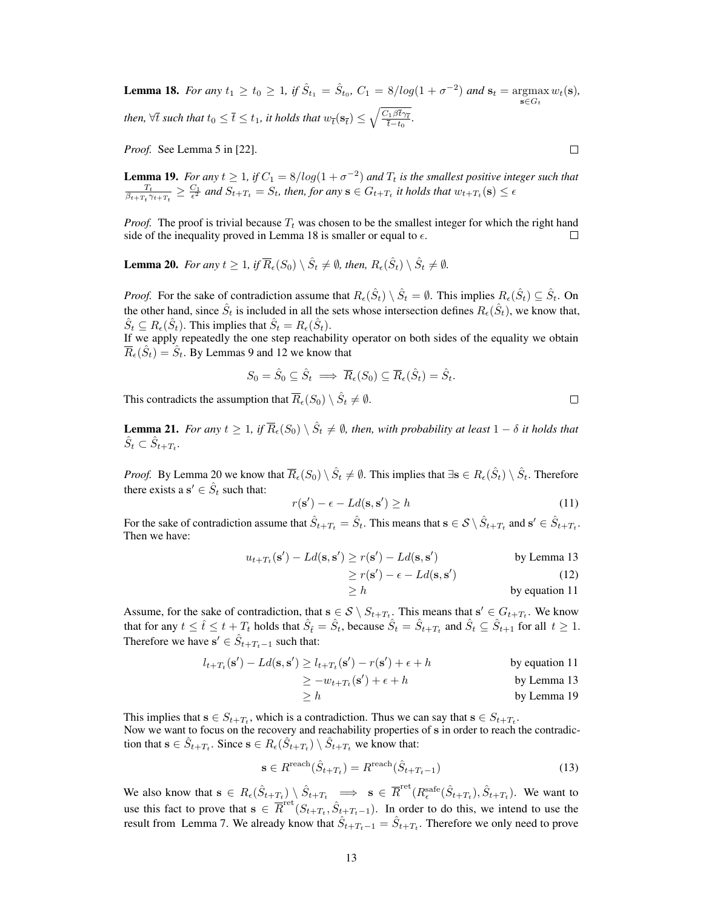**Lemma 18.** *For any $t_1 \geq t_0 \geq 1$, if $\hat{S}_{t_1} = \hat{S}_{t_0}$, $C_1 = 8/log(1+\sigma^{-2})$ and $\mathbf{s}_t = \operatorname*{argmax}_{\mathbf{s} \in G_t} w_t(\mathbf{s})$, then, $\forall \bar{t}$ such that $t_0 \leq \bar{t} \leq t_1$, it holds that $w_{\bar{t}}(\mathbf{s}_{\bar{t}}) \leq \sqrt{\frac{C_1 \beta \bar{t} \gamma_{\bar{t}}}{\bar{t} - t_0}}$.*

*Proof.* See Lemma 5 in [22]. $\square$

**Lemma 19.** *For any $t \geq 1$, if $C_1 = 8/log(1+\sigma^{-2})$ and $T_t$ is the smallest positive integer such that $\frac{T_t}{\beta_{t+T_t}\gamma_{t+T_t}} \geq \frac{C_1}{\epsilon^2}$ and $S_{t+T_t} = S_t$, then, for any $\mathbf{s} \in G_{t+T_t}$ it holds that $w_{t+T_t}(\mathbf{s}) \leq \epsilon$*

*Proof.* The proof is trivial because $T_t$ was chosen to be the smallest integer for which the right hand side of the inequality proved in Lemma 18 is smaller or equal to $\epsilon$. $\square$

**Lemma 20.** *For any $t \geq 1$, if $\overline{R}_\epsilon(S_0) \setminus \hat{S}_t \neq \emptyset$, then, $R_\epsilon(\hat{S}_t) \setminus \hat{S}_t \neq \emptyset$.*

*Proof.* For the sake of contradiction assume that $R_\epsilon(\hat{S}_t) \setminus \hat{S}_t = \emptyset$. This implies $R_\epsilon(\hat{S}_t) \subseteq \hat{S}_t$. On the other hand, since $\hat{S}_t$ is included in all the sets whose intersection defines $R_\epsilon(\hat{S}_t)$, we know that, $\hat{S}_t \subseteq R_\epsilon(\hat{S}_t)$. This implies that $\hat{S}_t = R_\epsilon(\hat{S}_t)$.
If we apply repeatedly the one step reachability operator on both sides of the equality we obtain $\overline{R}_\epsilon(\hat{S}_t) = \hat{S}_t$. By Lemmas 9 and 12 we know that

$$S_0 = \hat{S}_0 \subseteq \hat{S}_t \implies \overline{R}_\epsilon(S_0) \subseteq \overline{R}_\epsilon(\hat{S}_t) = \hat{S}_t.$$

This contradicts the assumption that $\overline{R}_\epsilon(S_0) \setminus \hat{S}_t \neq \emptyset$. $\square$

**Lemma 21.** *For any $t \geq 1$, if $\overline{R}_\epsilon(S_0) \setminus \hat{S}_t \neq \emptyset$, then, with probability at least $1-\delta$ it holds that $\hat{S}_t \subset \hat{S}_{t+T_t}$.*

*Proof.* By Lemma 20 we know that $\overline{R}_\epsilon(S_0) \setminus \hat{S}_t \neq \emptyset$. This implies that $\exists \mathbf{s} \in R_\epsilon(\hat{S}_t) \setminus \hat{S}_t$. Therefore there exists a $\mathbf{s}' \in \hat{S}_t$ such that:

$$r(\mathbf{s}') - \epsilon - Ld(\mathbf{s}, \mathbf{s}') \geq h \tag{11}$$

For the sake of contradiction assume that $\hat{S}_{t+T_t} = \hat{S}_t$. This means that $\mathbf{s} \in \mathcal{S} \setminus \hat{S}_{t+T_t}$ and $\mathbf{s}' \in \hat{S}_{t+T_t}$. Then we have:

$$\begin{aligned}
u_{t+T_t}(\mathbf{s}') - Ld(\mathbf{s}, \mathbf{s}') &\geq r(\mathbf{s}') - Ld(\mathbf{s}, \mathbf{s}') && \text{by Lemma 13} \\
&\geq r(\mathbf{s}') - \epsilon - Ld(\mathbf{s}, \mathbf{s}') && (12) \\
&\geq h && \text{by equation 11}
\end{aligned}$$

Assume, for the sake of contradiction, that $\mathbf{s} \in \mathcal{S} \setminus S_{t+T_t}$. This means that $\mathbf{s}' \in G_{t+T_t}$. We know that for any $t \leq \hat{t} \leq t+T_t$ holds that $\hat{S}_{\hat{t}} = \hat{S}_t$, because $\hat{S}_t = \hat{S}_{t+T_t}$ and $\hat{S}_t \subseteq \hat{S}_{t+1}$ for all $t \geq 1$. Therefore we have $\mathbf{s}' \in \hat{S}_{t+T_t-1}$ such that:

$$\begin{aligned}
l_{t+T_t}(\mathbf{s}') - Ld(\mathbf{s}, \mathbf{s}') &\geq l_{t+T_t}(\mathbf{s}') - r(\mathbf{s}') + \epsilon + h && \text{by equation 11} \\
&\geq -w_{t+T_t}(\mathbf{s}') + \epsilon + h && \text{by Lemma 13} \\
&\geq h && \text{by Lemma 19}
\end{aligned}$$

This implies that $\mathbf{s} \in S_{t+T_t}$, which is a contradiction. Thus we can say that $\mathbf{s} \in S_{t+T_t}$.
Now we want to focus on the recovery and reachability properties of $\mathbf{s}$ in order to reach the contradiction that $\mathbf{s} \in \hat{S}_{t+T_t}$. Since $\mathbf{s} \in R_\epsilon(\hat{S}_{t+T_t}) \setminus \hat{S}_{t+T_t}$ we know that:

$$\mathbf{s} \in R^{\text{reach}}(\hat{S}_{t+T_t}) = R^{\text{reach}}(\hat{S}_{t+T_t-1}) \tag{13}$$

We also know that $\mathbf{s} \in R_\epsilon(\hat{S}_{t+T_t}) \setminus \hat{S}_{t+T_t} \implies \mathbf{s} \in \overline{R}^{\text{ret}}(R^{\text{safe}}_\epsilon(\hat{S}_{t+T_t}), \hat{S}_{t+T_t})$. We want to use this fact to prove that $\mathbf{s} \in \overline{R}^{\text{ret}}(S_{t+T_t}, \hat{S}_{t+T_t-1})$. In order to do this, we intend to use the result from Lemma 7. We already know that $\hat{S}_{t+T_t-1} = \hat{S}_{t+T_t}$. Therefore we only need to prove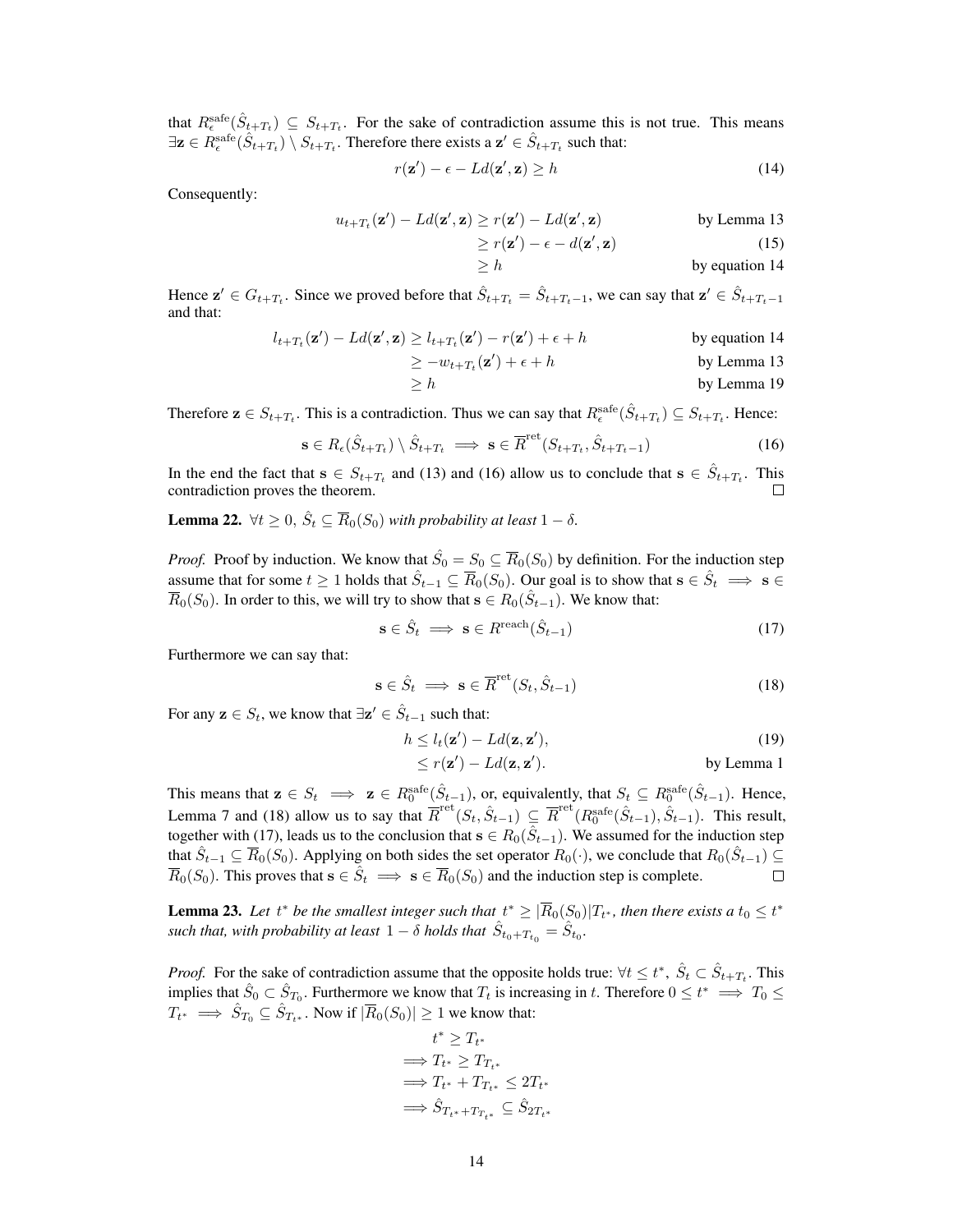that $R_\epsilon^{\text{safe}}(\hat{S}_{t+T_t}) \subseteq S_{t+T_t}$. For the sake of contradiction assume this is not true. This means $\exists \mathbf{z} \in R_\epsilon^{\text{safe}}(\hat{S}_{t+T_t}) \setminus S_{t+T_t}$. Therefore there exists a $\mathbf{z}' \in \hat{S}_{t+T_t}$ such that:

$$r(\mathbf{z}') - \epsilon - Ld(\mathbf{z}', \mathbf{z}) \geq h \tag{14}$$

Consequently:

$$\begin{aligned}
u_{t+T_t}(\mathbf{z}') - Ld(\mathbf{z}', \mathbf{z}) &\geq r(\mathbf{z}') - Ld(\mathbf{z}', \mathbf{z}) && \text{by Lemma 13} \\
&\geq r(\mathbf{z}') - \epsilon - d(\mathbf{z}', \mathbf{z}) && (15) \\
&\geq h && \text{by equation 14}
\end{aligned}$$

Hence $\mathbf{z}' \in G_{t+T_t}$. Since we proved before that $\hat{S}_{t+T_t} = \hat{S}_{t+T_t-1}$, we can say that $\mathbf{z}' \in \hat{S}_{t+T_t-1}$ and that:

$$\begin{aligned}
l_{t+T_t}(\mathbf{z}') - Ld(\mathbf{z}', \mathbf{z}) &\geq l_{t+T_t}(\mathbf{z}') - r(\mathbf{z}') + \epsilon + h && \text{by equation 14} \\
&\geq -w_{t+T_t}(\mathbf{z}') + \epsilon + h && \text{by Lemma 13} \\
&\geq h && \text{by Lemma 19}
\end{aligned}$$

Therefore $\mathbf{z} \in S_{t+T_t}$. This is a contradiction. Thus we can say that $R_\epsilon^{\text{safe}}(\hat{S}_{t+T_t}) \subseteq S_{t+T_t}$. Hence:

$$\mathbf{s} \in R_\epsilon(\hat{S}_{t+T_t}) \setminus \hat{S}_{t+T_t} \implies \mathbf{s} \in \overline{R}^{\text{ret}}(S_{t+T_t}, \hat{S}_{t+T_t-1}) \tag{16}$$

In the end the fact that $\mathbf{s} \in S_{t+T_t}$ and (13) and (16) allow us to conclude that $\mathbf{s} \in \hat{S}_{t+T_t}$. This contradiction proves the theorem. ☐

**Lemma 22.** *$\forall t \geq 0$, $\hat{S}_t \subseteq \overline{R}_0(S_0)$ with probability at least $1-\delta$.*

*Proof.* Proof by induction. We know that $\hat{S}_0 = S_0 \subseteq \overline{R}_0(S_0)$ by definition. For the induction step assume that for some $t \geq 1$ holds that $\hat{S}_{t-1} \subseteq \overline{R}_0(S_0)$. Our goal is to show that $\mathbf{s} \in \hat{S}_t \implies \mathbf{s} \in \overline{R}_0(S_0)$. In order to this, we will try to show that $\mathbf{s} \in R_0(\hat{S}_{t-1})$. We know that:

$$\mathbf{s} \in \hat{S}_t \implies \mathbf{s} \in R^{\text{reach}}(\hat{S}_{t-1}) \tag{17}$$

Furthermore we can say that:

$$\mathbf{s} \in \hat{S}_t \implies \mathbf{s} \in \overline{R}^{\text{ret}}(S_t, \hat{S}_{t-1}) \tag{18}$$

For any $\mathbf{z} \in S_t$, we know that $\exists \mathbf{z}' \in \hat{S}_{t-1}$ such that:

$$\begin{aligned}
h &\leq l_t(\mathbf{z}') - Ld(\mathbf{z}, \mathbf{z}'), && (19) \\
&\leq r(\mathbf{z}') - Ld(\mathbf{z}, \mathbf{z}'). && \text{by Lemma 1}
\end{aligned}$$

This means that $\mathbf{z} \in S_t \implies \mathbf{z} \in R_0^{\text{safe}}(\hat{S}_{t-1})$, or, equivalently, that $S_t \subseteq R_0^{\text{safe}}(\hat{S}_{t-1})$. Hence, Lemma 7 and (18) allow us to say that $\overline{R}^{\text{ret}}(S_t, \hat{S}_{t-1}) \subseteq \overline{R}^{\text{ret}}(R_0^{\text{safe}}(\hat{S}_{t-1}), \hat{S}_{t-1})$. This result, together with (17), leads us to the conclusion that $\mathbf{s} \in R_0(\hat{S}_{t-1})$. We assumed for the induction step that $\hat{S}_{t-1} \subseteq \overline{R}_0(S_0)$. Applying on both sides the set operator $R_0(\cdot)$, we conclude that $R_0(\hat{S}_{t-1}) \subseteq \overline{R}_0(S_0)$. This proves that $\mathbf{s} \in \hat{S}_t \implies \mathbf{s} \in \overline{R}_0(S_0)$ and the induction step is complete. ☐

**Lemma 23.** *Let $t^*$ be the smallest integer such that $t^* \geq |\overline{R}_0(S_0)| T_{t^*}$, then there exists a $t_0 \leq t^*$ such that, with probability at least $1-\delta$ holds that $\hat{S}_{t_0 + T_{t_0}} = \hat{S}_{t_0}$.*

*Proof.* For the sake of contradiction assume that the opposite holds true: $\forall t \leq t^*$, $\hat{S}_t \subset \hat{S}_{t+T_t}$. This implies that $\hat{S}_0 \subset \hat{S}_{T_0}$. Furthermore we know that $T_t$ is increasing in $t$. Therefore $0 \leq t^* \implies T_0 \leq T_{t^*} \implies \hat{S}_{T_0} \subseteq \hat{S}_{T_{t^*}}$. Now if $|\overline{R}_0(S_0)| \geq 1$ we know that:

$$\begin{aligned}
& t^* \geq T_{t^*} \\
\implies & T_{t^*} \geq T_{T_{t^*}} \\
\implies & T_{t^*} + T_{T_{t^*}} \leq 2T_{t^*} \\
\implies & \hat{S}_{T_{t^*} + T_{T_{t^*}}} \subseteq \hat{S}_{2T_{t^*}}
\end{aligned}$$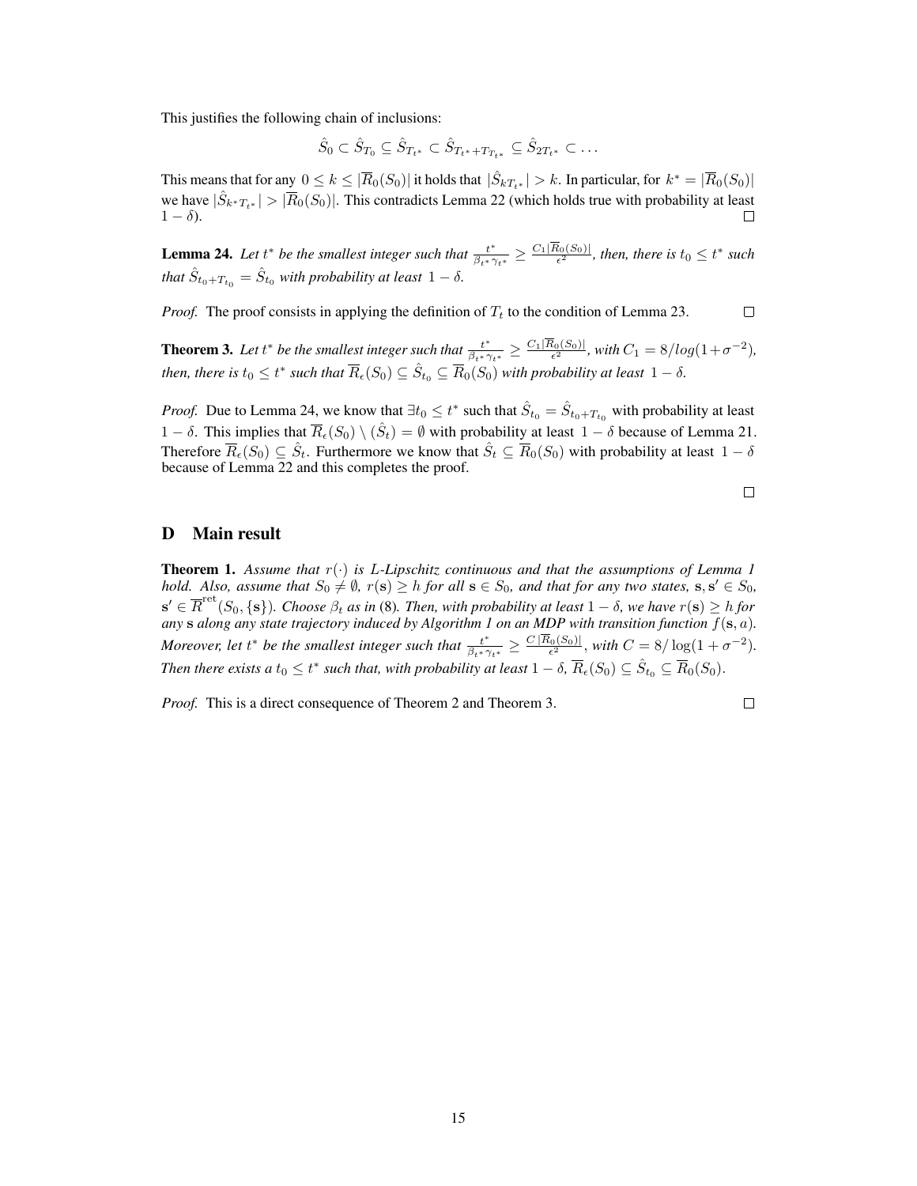This justifies the following chain of inclusions:

$$\hat{S}_0 \subset \hat{S}_{T_0} \subseteq \hat{S}_{T_{t^*}} \subset \hat{S}_{T_{t^*}+T_{T_{t^*}}} \subseteq \hat{S}_{2T_{t^*}} \subset \ldots$$

This means that for any $0 \leq k \leq |\overline{R}_0(S_0)|$ it holds that $|\hat{S}_{kT_{t^*}}| > k$. In particular, for $k^* = |\overline{R}_0(S_0)|$ we have $|\hat{S}_{k^*T_{t^*}}| > |\overline{R}_0(S_0)|$. This contradicts Lemma 22 (which holds true with probability at least $1 - \delta$). □

**Lemma 24.** *Let $t^*$ be the smallest integer such that $\frac{t^*}{\beta_{t^*}\gamma_{t^*}} \geq \frac{C_1|\overline{R}_0(S_0)|}{\epsilon^2}$, then, there is $t_0 \leq t^*$ such that $\hat{S}_{t_0+T_{t_0}} = \hat{S}_{t_0}$ with probability at least $1 - \delta$.*

*Proof.* The proof consists in applying the definition of $T_t$ to the condition of Lemma 23. □

**Theorem 3.** *Let $t^*$ be the smallest integer such that $\frac{t^*}{\beta_{t^*}\gamma_{t^*}} \geq \frac{C_1|\overline{R}_0(S_0)|}{\epsilon^2}$, with $C_1 = 8/log(1+\sigma^{-2})$, then, there is $t_0 \leq t^*$ such that $\overline{R}_\epsilon(S_0) \subseteq \hat{S}_{t_0} \subseteq \overline{R}_0(S_0)$ with probability at least $1 - \delta$.*

*Proof.* Due to Lemma 24, we know that $\exists t_0 \leq t^*$ such that $\hat{S}_{t_0} = \hat{S}_{t_0+T_{t_0}}$ with probability at least $1 - \delta$. This implies that $\overline{R}_\epsilon(S_0) \setminus (\hat{S}_t) = \emptyset$ with probability at least $1 - \delta$ because of Lemma 21. Therefore $\overline{R}_\epsilon(S_0) \subseteq \hat{S}_t$. Furthermore we know that $\hat{S}_t \subseteq \overline{R}_0(S_0)$ with probability at least $1 - \delta$ because of Lemma 22 and this completes the proof. □

## D Main result

**Theorem 1.** *Assume that $r(\cdot)$ is $L$-Lipschitz continuous and that the assumptions of Lemma 1 hold. Also, assume that $S_0 \neq \emptyset$, $r(\mathbf{s}) \geq h$ for all $\mathbf{s} \in S_0$, and that for any two states, $\mathbf{s}, \mathbf{s}' \in S_0$, $\mathbf{s}' \in \overline{R}^{\text{ret}}(S_0, \{\mathbf{s}\})$. Choose $\beta_t$ as in (8). Then, with probability at least $1 - \delta$, we have $r(\mathbf{s}) \geq h$ for any $\mathbf{s}$ along any state trajectory induced by Algorithm 1 on an MDP with transition function $f(\mathbf{s}, a)$. Moreover, let $t^*$ be the smallest integer such that $\frac{t^*}{\beta_{t^*}\gamma_{t^*}} \geq \frac{C\,|\overline{R}_0(S_0)|}{\epsilon^2}$, with $C = 8/\log(1+\sigma^{-2})$. Then there exists a $t_0 \leq t^*$ such that, with probability at least $1 - \delta$, $\overline{R}_\epsilon(S_0) \subseteq \hat{S}_{t_0} \subseteq \overline{R}_0(S_0)$.*

*Proof.* This is a direct consequence of Theorem 2 and Theorem 3. □